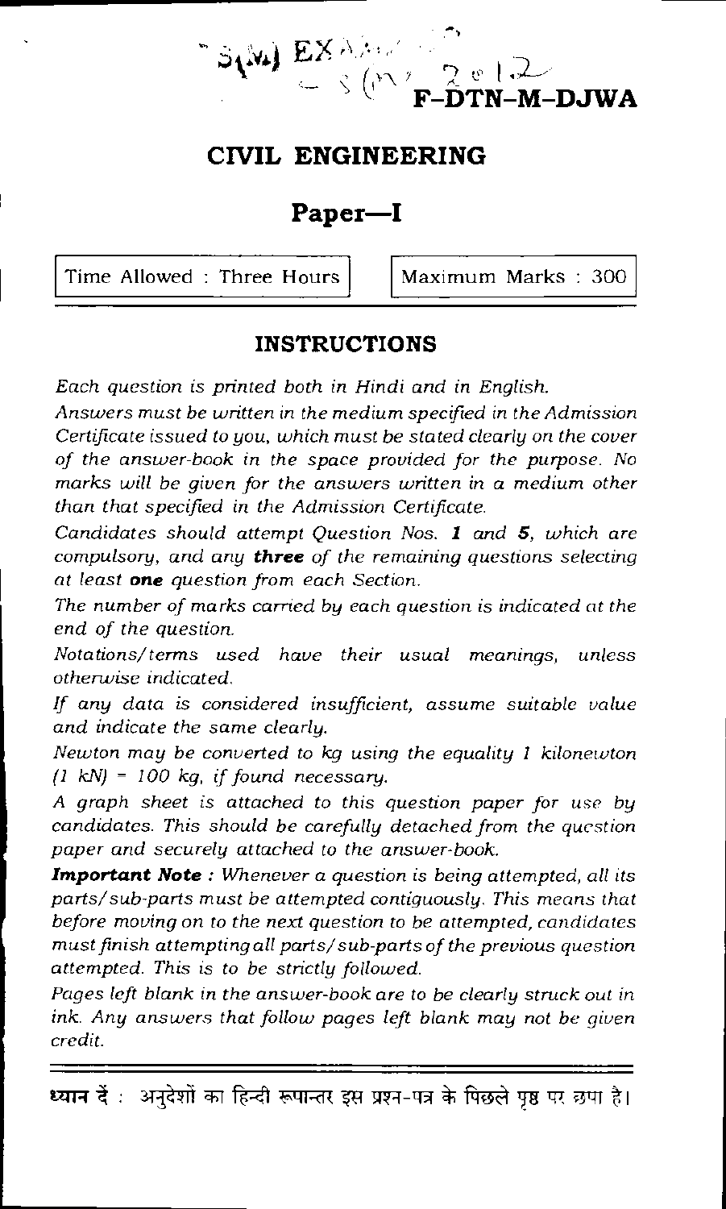S(M) EXAM – S(M) 2012

**F-DTN-M-DJWA**

## CIVIL ENGINEERING

## Paper—I

Time Allowed : Three Hours | Maximum Marks : 300

### INSTRUCTIONS

*Each question is printed both in Hindi and in English.*

*Answers must be written in the medium specified in the Admission Certificate issued to you, which must be stated clearly on the cover of the answer-book in the space provided for the purpose. No marks will be given for the answers written in a medium other than that specified in the Admission Certificate.*

*Candidates should attempt Question Nos.* ***1*** *and* ***5****, which are compulsory, and any* ***three*** *of the remaining questions selecting at least* ***one*** *question from each Section.*

*The number of marks carried by each question is indicated at the end of the question.*

*Notations/terms used have their usual meanings, unless otherwise indicated.*

*If any data is considered insufficient, assume suitable value and indicate the same clearly.*

*Newton may be converted to kg using the equality 1 kilonewton (1 kN) = 100 kg, if found necessary.*

*A graph sheet is attached to this question paper for use by candidates. This should be carefully detached from the question paper and securely attached to the answer-book.*

***Important Note :*** *Whenever a question is being attempted, all its parts/sub-parts must be attempted contiguously. This means that before moving on to the next question to be attempted, candidates must finish attempting all parts/sub-parts of the previous question attempted. This is to be strictly followed.*

*Pages left blank in the answer-book are to be clearly struck out in ink. Any answers that follow pages left blank may not be given credit.*

**ध्यान दें :** अनुदेशों का हिन्दी रूपान्तर इस प्रश्न-पत्र के पिछले पृष्ठ पर छपा है।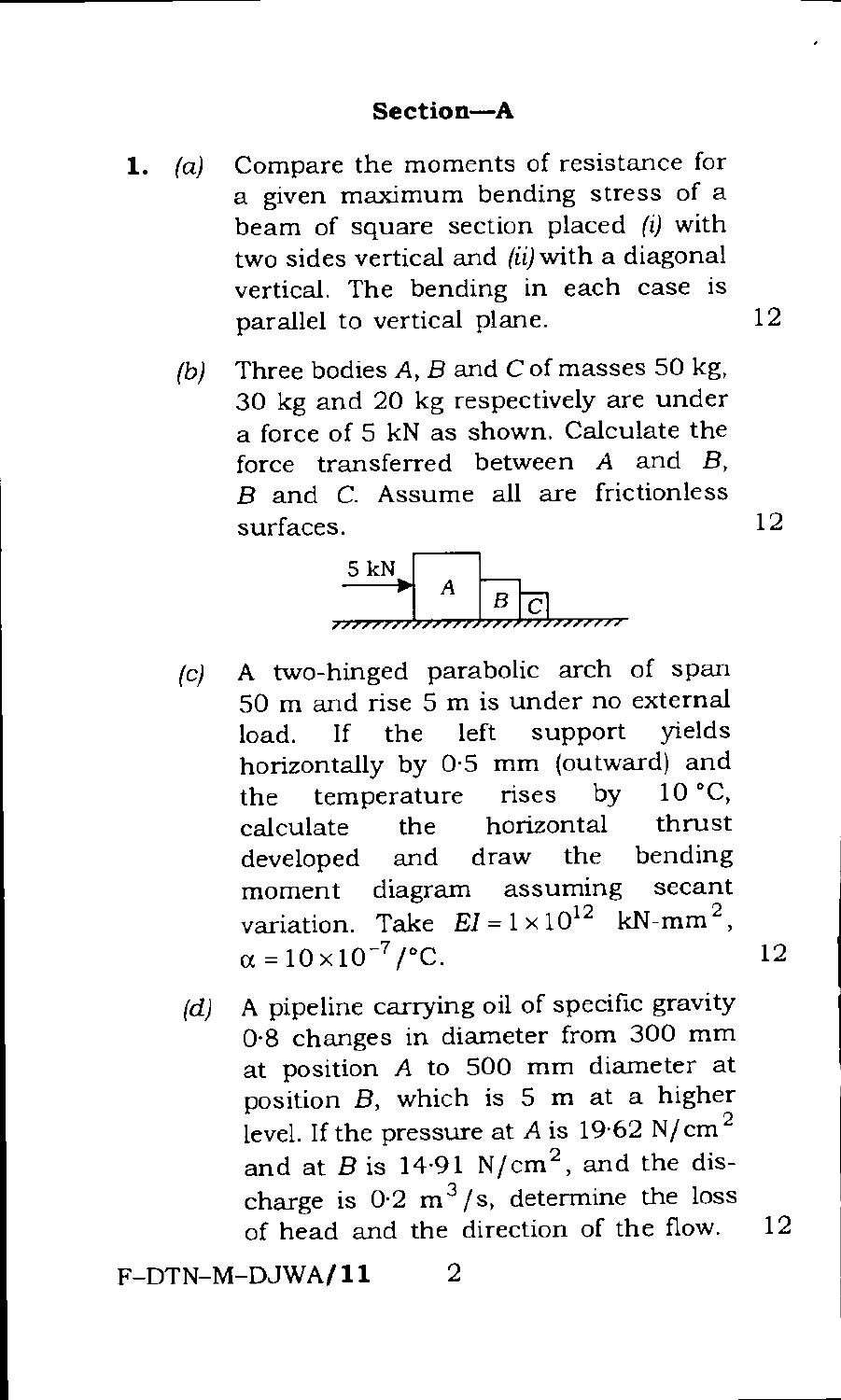## Section—A

1. (a) Compare the moments of resistance for a given maximum bending stress of a beam of square section placed (i) with two sides vertical and (ii) with a diagonal vertical. The bending in each case is parallel to vertical plane. 12

   (b) Three bodies $A$, $B$ and $C$ of masses 50 kg, 30 kg and 20 kg respectively are under a force of 5 kN as shown. Calculate the force transferred between $A$ and $B$, $B$ and $C$. Assume all are frictionless surfaces. 12

   (c) A two-hinged parabolic arch of span 50 m and rise 5 m is under no external load. If the left support yields horizontally by 0·5 mm (outward) and the temperature rises by 10 °C, calculate the horizontal thrust developed and draw the bending moment diagram assuming secant variation. Take $EI = 1 \times 10^{12}$ kN-mm$^2$, $\alpha = 10 \times 10^{-7} /°C$. 12

   (d) A pipeline carrying oil of specific gravity 0·8 changes in diameter from 300 mm at position $A$ to 500 mm diameter at position $B$, which is 5 m at a higher level. If the pressure at $A$ is 19·62 N/cm$^2$ and at $B$ is 14·91 N/cm$^2$, and the discharge is 0·2 m$^3$/s, determine the loss of head and the direction of the flow. 12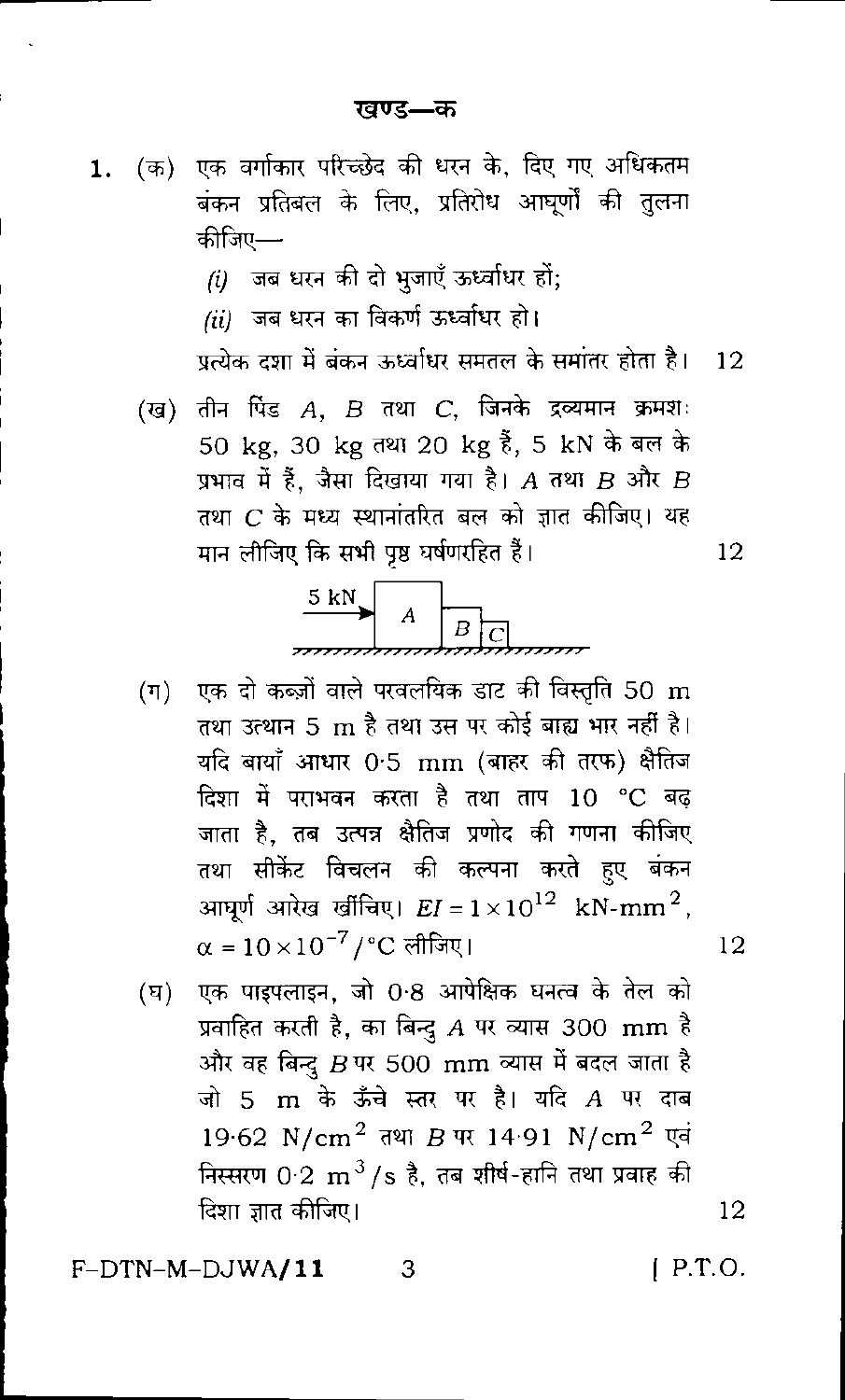## खण्ड—क

1. (क) एक वर्गाकार परिच्छेद की धरन के, दिए गए अधिकतम बंकन प्रतिबल के लिए, प्रतिरोध आघूर्णों की तुलना कीजिए—

   *(i)* जब धरन की दो भुजाएँ ऊर्ध्वाधर हों;

   *(ii)* जब धरन का विकर्ण ऊर्ध्वाधर हो।

   प्रत्येक दशा में बंकन ऊर्ध्वाधर समतल के समांतर होता है। 12

   (ख) तीन पिंड $A$, $B$ तथा $C$, जिनके द्रव्यमान क्रमशः 50 kg, 30 kg तथा 20 kg हैं, 5 kN के बल के प्रभाव में हैं, जैसा दिखाया गया है। $A$ तथा $B$ और $B$ तथा $C$ के मध्य स्थानांतरित बल को ज्ञात कीजिए। यह मान लीजिए कि सभी पृष्ठ घर्षणरहित हैं। 12

   (ग) एक दो कब्ज़ों वाले परवलयिक डाट की विस्तृति 50 m तथा उत्थान 5 m है तथा उस पर कोई बाह्य भार नहीं है। यदि बायाँ आधार 0·5 mm (बाहर की तरफ) क्षैतिज दिशा में पराभवन करता है तथा ताप 10 °C बढ़ जाता है, तब उत्पन्न क्षैतिज प्रणोद की गणना कीजिए तथा सीकेंट विचलन की कल्पना करते हुए बंकन आघूर्ण आरेख खींचिए। $EI = 1 \times 10^{12}$ kN-mm$^2$, $\alpha = 10 \times 10^{-7}/°C$ लीजिए। 12

   (घ) एक पाइपलाइन, जो 0·8 आपेक्षिक घनत्व के तेल को प्रवाहित करती है, का बिन्दु $A$ पर व्यास 300 mm है और वह बिन्दु $B$ पर 500 mm व्यास में बदल जाता है जो 5 m के ऊँचे स्तर पर है। यदि $A$ पर दाब 19·62 N/cm$^2$ तथा $B$ पर 14·91 N/cm$^2$ एवं निस्सरण 0·2 m$^3$/s है, तब शीर्ष-हानि तथा प्रवाह की दिशा ज्ञात कीजिए। 12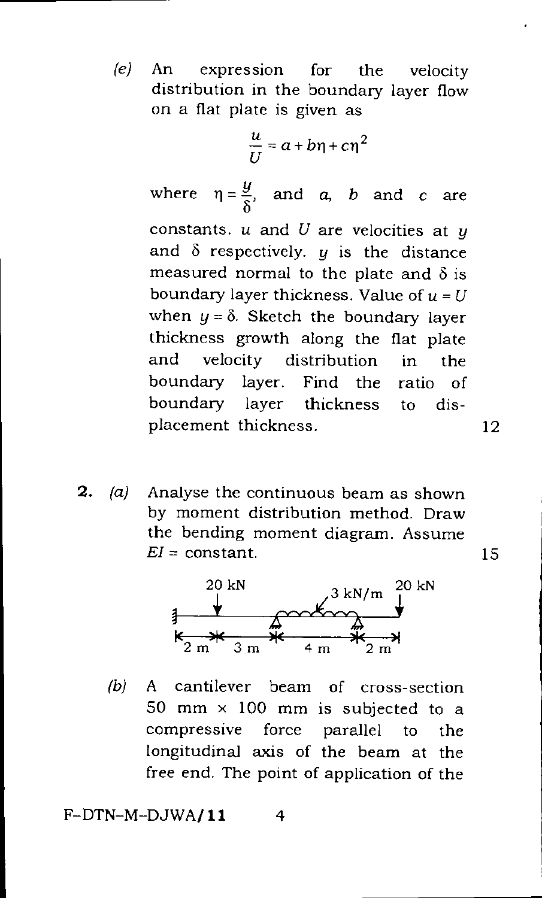(e) An expression for the velocity distribution in the boundary layer flow on a flat plate is given as

$$\frac{u}{U} = a + b\eta + c\eta^2$$

where $\eta = \frac{y}{\delta}$, and $a$, $b$ and $c$ are constants. $u$ and $U$ are velocities at $y$ and $\delta$ respectively. $y$ is the distance measured normal to the plate and $\delta$ is boundary layer thickness. Value of $u = U$ when $y = \delta$. Sketch the boundary layer thickness growth along the flat plate and velocity distribution in the boundary layer. Find the ratio of boundary layer thickness to displacement thickness. 12

**2.** (a) Analyse the continuous beam as shown by moment distribution method. Draw the bending moment diagram. Assume $EI$ = constant. 15

20 kN 3 kN/m 20 kN

2 m 3 m 4 m 2 m

(b) A cantilever beam of cross-section 50 mm × 100 mm is subjected to a compressive force parallel to the longitudinal axis of the beam at the free end. The point of application of the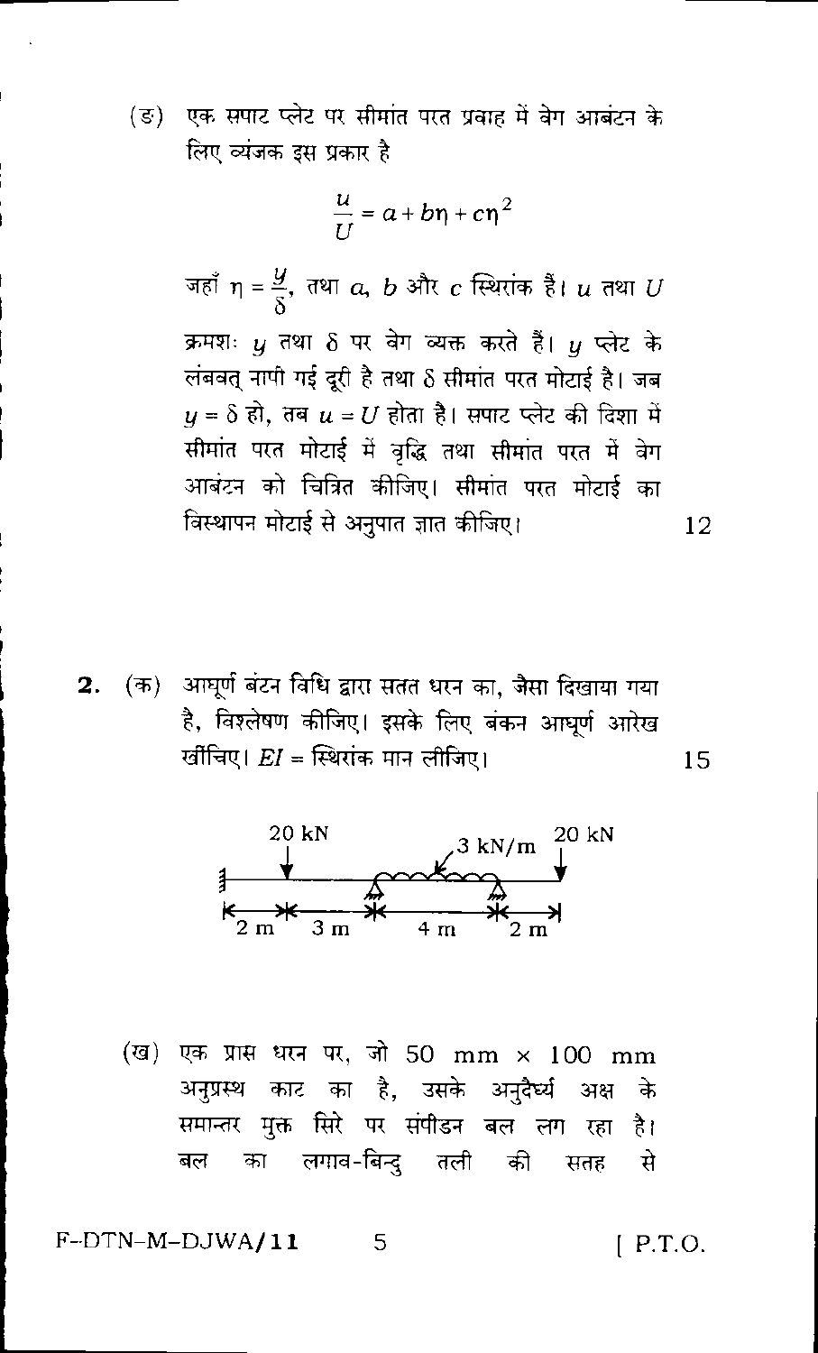(ङ) एक सपाट प्लेट पर सीमांत परत प्रवाह में वेग आबंटन के लिए व्यंजक इस प्रकार है

$$\frac{u}{U} = a + b\eta + c\eta^2$$

जहाँ $\eta = \frac{y}{\delta}$, तथा $a$, $b$ और $c$ स्थिरांक हैं। $u$ तथा $U$ क्रमशः $y$ तथा $\delta$ पर वेग व्यक्त करते हैं। $y$ प्लेट के लंबवत् नापी गई दूरी है तथा $\delta$ सीमांत परत मोटाई है। जब $y = \delta$ हो, तब $u = U$ होता है। सपाट प्लेट की दिशा में सीमांत परत मोटाई में वृद्धि तथा सीमांत परत में वेग आबंटन को चित्रित कीजिए। सीमांत परत मोटाई का विस्थापन मोटाई से अनुपात ज्ञात कीजिए। 12

**2.** (क) आघूर्ण बंटन विधि द्वारा सतत धरन का, जैसा दिखाया गया है, विश्लेषण कीजिए। इसके लिए बंकन आघूर्ण आरेख खींचिए। $EI$ = स्थिरांक मान लीजिए। 15

20 kN — 3 kN/m — 20 kN

2 m — 3 m — 4 m — 2 m

(ख) एक प्रास धरन पर, जो 50 mm × 100 mm अनुप्रस्थ काट का है, उसके अनुदैर्घ्य अक्ष के समान्तर मुक्त सिरे पर संपीडन बल लग रहा है। बल का लगाव-बिन्दु तली की सतह से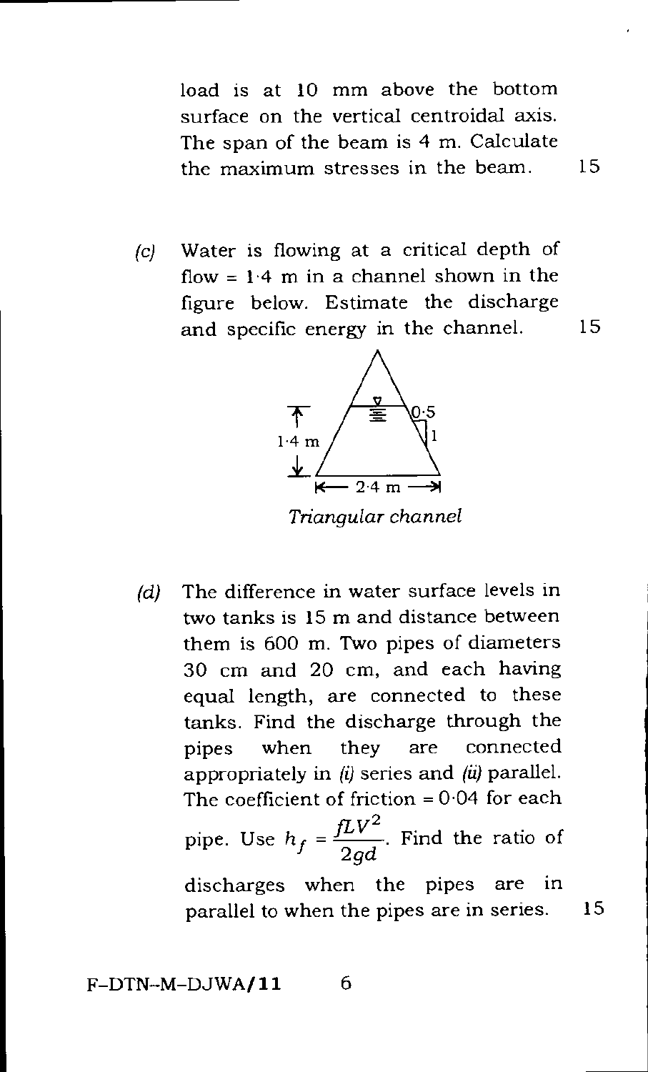load is at 10 mm above the bottom surface on the vertical centroidal axis. The span of the beam is 4 m. Calculate the maximum stresses in the beam. 15

*(c)* Water is flowing at a critical depth of flow = 1·4 m in a channel shown in the figure below. Estimate the discharge and specific energy in the channel. 15

*Triangular channel*

*(d)* The difference in water surface levels in two tanks is 15 m and distance between them is 600 m. Two pipes of diameters 30 cm and 20 cm, and each having equal length, are connected to these tanks. Find the discharge through the pipes when they are connected appropriately in *(i)* series and *(ii)* parallel. The coefficient of friction = 0·04 for each pipe. Use $h_f = \frac{fLV^2}{2gd}$. Find the ratio of discharges when the pipes are in parallel to when the pipes are in series. 15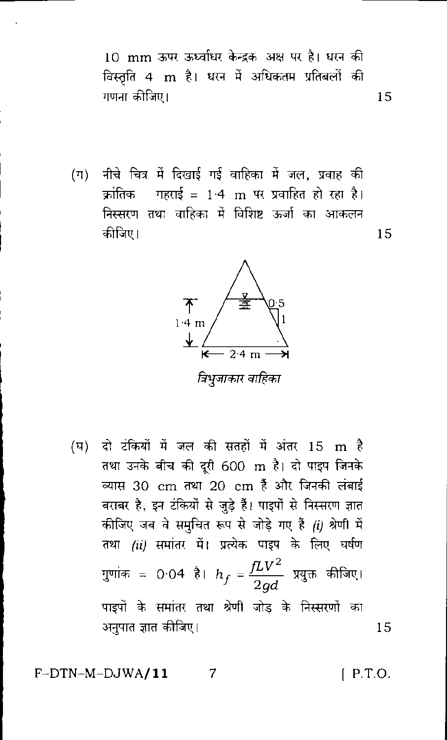10 mm ऊपर ऊर्ध्वाधर केन्द्रक अक्ष पर है। धरन की विस्तृति 4 m है। धरन में अधिकतम प्रतिबलों की गणना कीजिए। 15

(ग) नीचे चित्र में दिखाई गई वाहिका में जल, प्रवाह की क्रांतिक गहराई = 1·4 m पर प्रवाहित हो रहा है। निस्सरण तथा वाहिका में विशिष्ट ऊर्जा का आकलन कीजिए। 15

*त्रिभुजाकार वाहिका*

(घ) दो टंकियों में जल की सतहों में अंतर 15 m है तथा उनके बीच की दूरी 600 m है। दो पाइप जिनके व्यास 30 cm तथा 20 cm हैं और जिनकी लंबाई बराबर है, इन टंकियों से जुड़े हैं। पाइपों से निस्सरण ज्ञात कीजिए जब वे समुचित रूप से जोड़े गए हैं *(i)* श्रेणी में तथा *(ii)* समांतर में। प्रत्येक पाइप के लिए घर्षण गुणांक = 0·04 है। $h_f = \dfrac{fLV^2}{2gd}$ प्रयुक्त कीजिए। पाइपों के समांतर तथा श्रेणी जोड़ के निस्सरणों का अनुपात ज्ञात कीजिए। 15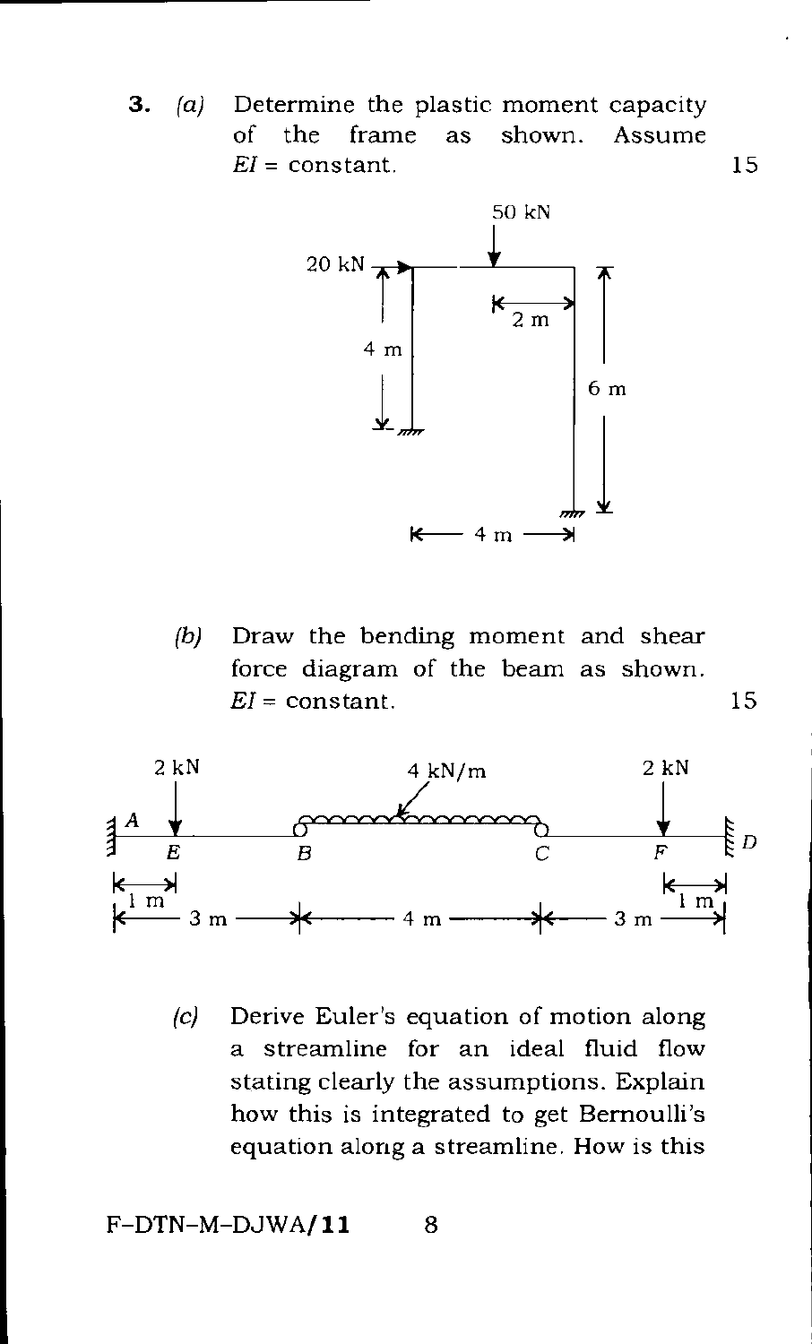**3.** *(a)* Determine the plastic moment capacity of the frame as shown. Assume $EI$ = constant. 15

*(b)* Draw the bending moment and shear force diagram of the beam as shown. $EI$ = constant. 15

*(c)* Derive Euler's equation of motion along a streamline for an ideal fluid flow stating clearly the assumptions. Explain how this is integrated to get Bernoulli's equation along a streamline. How is this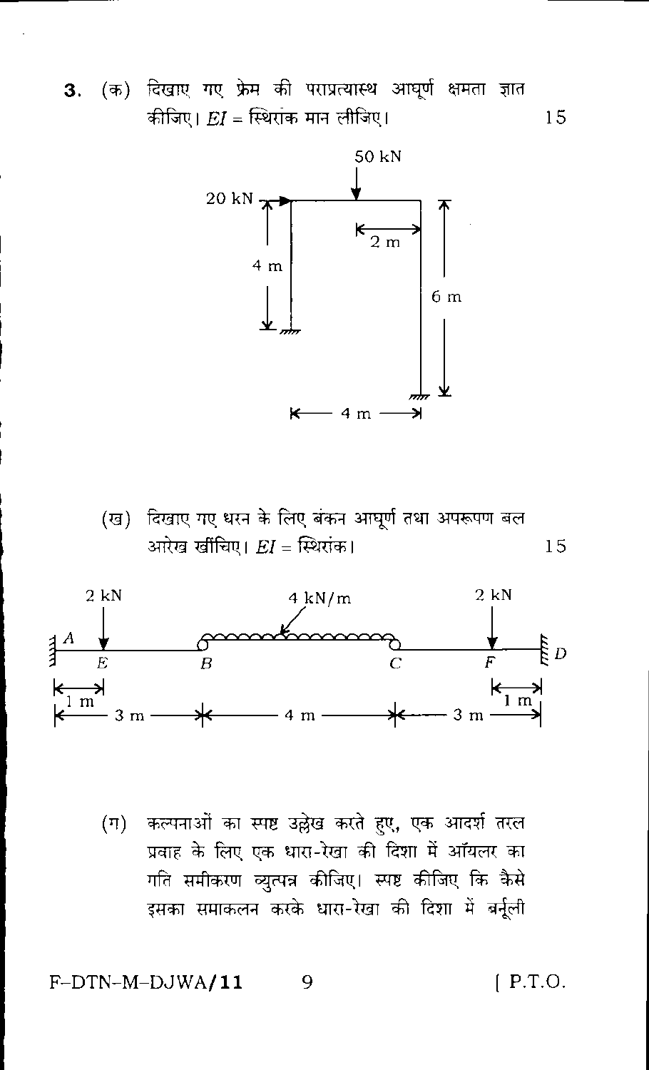**3.** (क) दिखाए गए फ्रेम की पराप्रत्यास्थ आघूर्ण क्षमता ज्ञात कीजिए। $EI$ = स्थिरांक मान लीजिए। 15

(ख) दिखाए गए धरन के लिए बंकन आघूर्ण तथा अपरूपण बल आरेख खींचिए। $EI$ = स्थिरांक। 15

(ग) कल्पनाओं का स्पष्ट उल्लेख करते हुए, एक आदर्श तरल प्रवाह के लिए एक धारा-रेखा की दिशा में ऑयलर का गति समीकरण व्युत्पन्न कीजिए। स्पष्ट कीजिए कि कैसे इसका समाकलन करके धारा-रेखा की दिशा में बर्नूली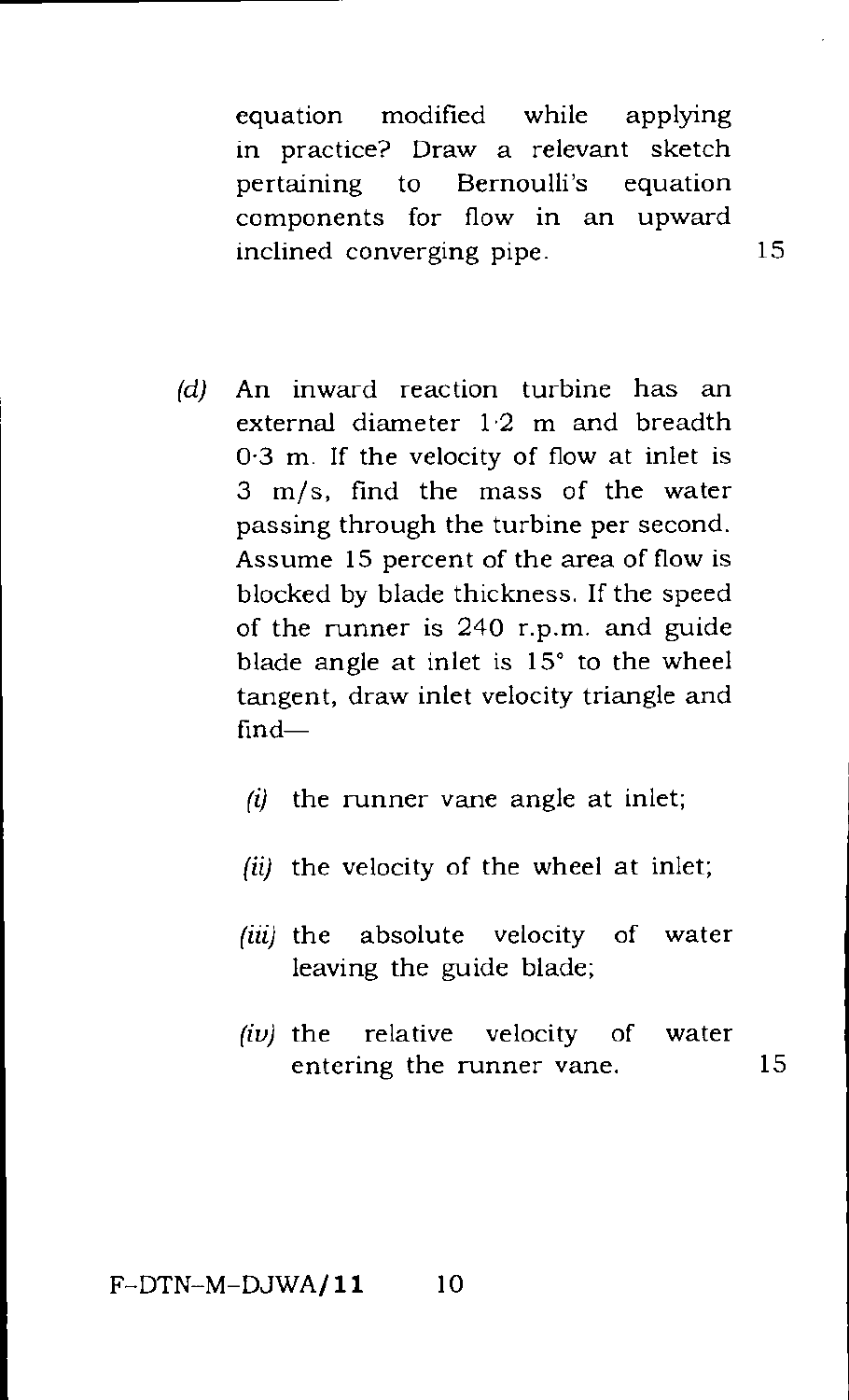equation modified while applying in practice? Draw a relevant sketch pertaining to Bernoulli's equation components for flow in an upward inclined converging pipe. 15

(d) An inward reaction turbine has an external diameter 1·2 m and breadth 0·3 m. If the velocity of flow at inlet is 3 m/s, find the mass of the water passing through the turbine per second. Assume 15 percent of the area of flow is blocked by blade thickness. If the speed of the runner is 240 r.p.m. and guide blade angle at inlet is 15° to the wheel tangent, draw inlet velocity triangle and find—

(i) the runner vane angle at inlet;

(ii) the velocity of the wheel at inlet;

(iii) the absolute velocity of water leaving the guide blade;

(iv) the relative velocity of water entering the runner vane. 15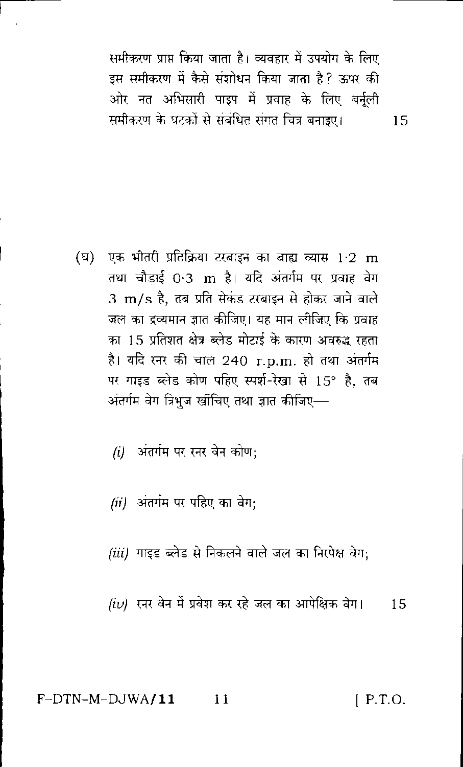समीकरण प्राप्त किया जाता है। व्यवहार में उपयोग के लिए इस समीकरण में कैसे संशोधन किया जाता है? ऊपर की ओर नत अभिसारी पाइप में प्रवाह के लिए बर्नूली समीकरण के घटकों से संबंधित संगत चित्र बनाइए। 15

(घ) एक भीतरी प्रतिक्रिया टरबाइन का बाह्य व्यास 1·2 m तथा चौड़ाई 0·3 m है। यदि अंतर्गम पर प्रवाह वेग 3 m/s है, तब प्रति सेकंड टरबाइन से होकर जाने वाले जल का द्रव्यमान ज्ञात कीजिए। यह मान लीजिए कि प्रवाह का 15 प्रतिशत क्षेत्र ब्लेड मोटाई के कारण अवरुद्ध रहता है। यदि रनर की चाल 240 r.p.m. हो तथा अंतर्गम पर गाइड ब्लेड कोण पहिए स्पर्श-रेखा से 15° है, तब अंतर्गम वेग त्रिभुज खींचिए तथा ज्ञात कीजिए—

(i) अंतर्गम पर रनर वेन कोण;

(ii) अंतर्गम पर पहिए का वेग;

(iii) गाइड ब्लेड से निकलने वाले जल का निरपेक्ष वेग;

(iv) रनर वेन में प्रवेश कर रहे जल का आपेक्षिक वेग। 15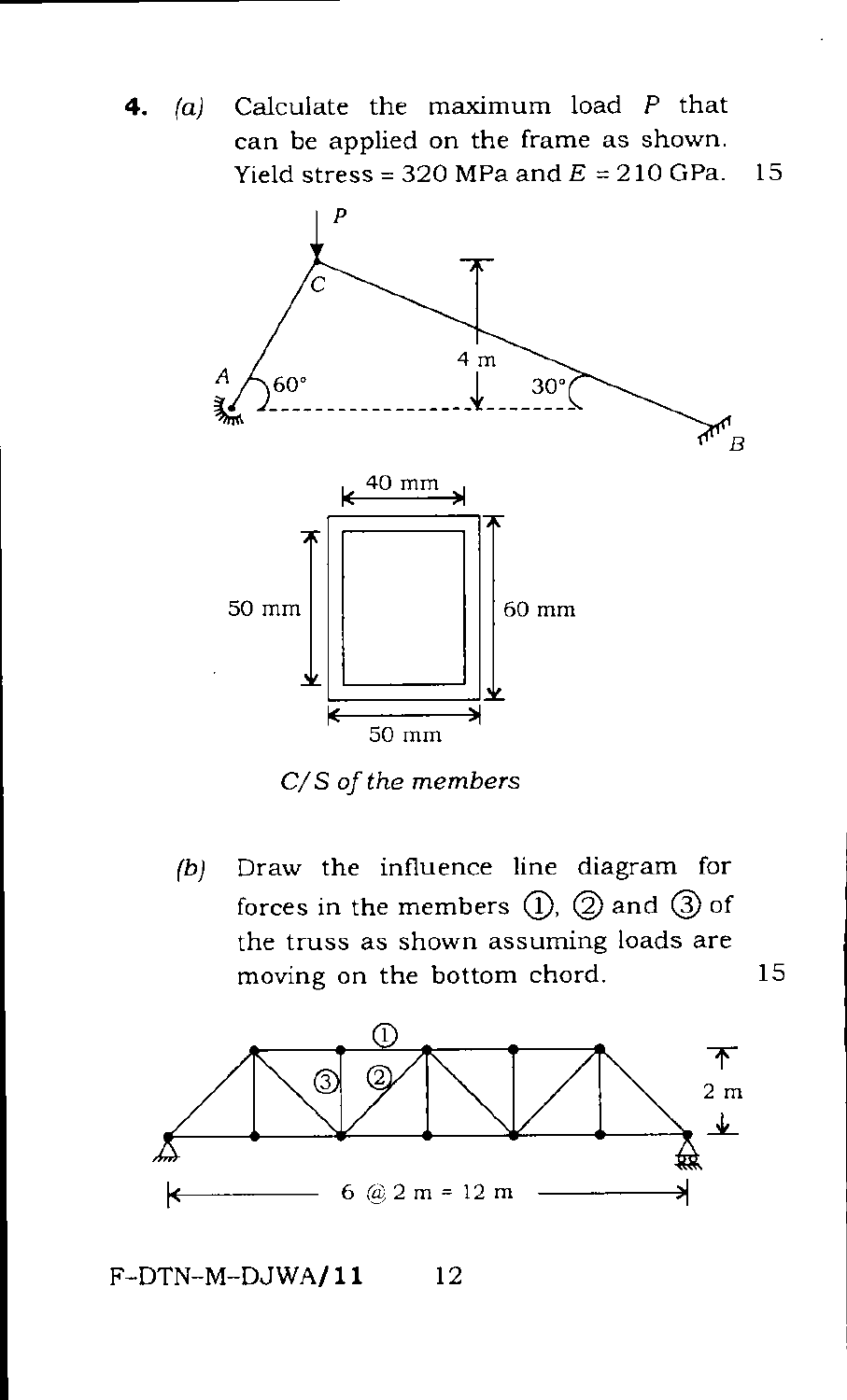**4.** *(a)* Calculate the maximum load $P$ that can be applied on the frame as shown. Yield stress = 320 MPa and $E$ = 210 GPa. 15

*C/S of the members*

*(b)* Draw the influence line diagram for forces in the members ①, ② and ③ of the truss as shown assuming loads are moving on the bottom chord. 15

F-DTN-M-DJWA/**11**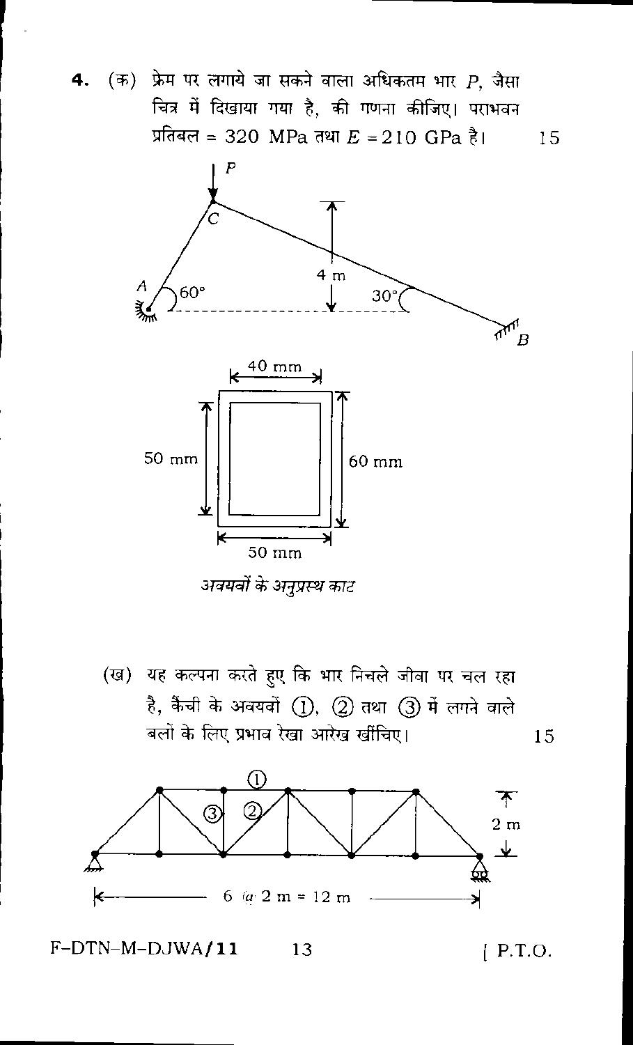**4.** (क) फ्रेम पर लगाये जा सकने वाला अधिकतम भार $P$, जैसा चित्र में दिखाया गया है, की गणना कीजिए। पराभवन प्रतिबल = 320 MPa तथा $E = 210$ GPa है। 15

*अवयवों के अनुप्रस्थ काट*

(ख) यह कल्पना करते हुए कि भार निचले जीवा पर चल रहा है, कैंची के अवयवों ①, ② तथा ③ में लगने वाले बलों के लिए प्रभाव रेखा आरेख खींचिए। 15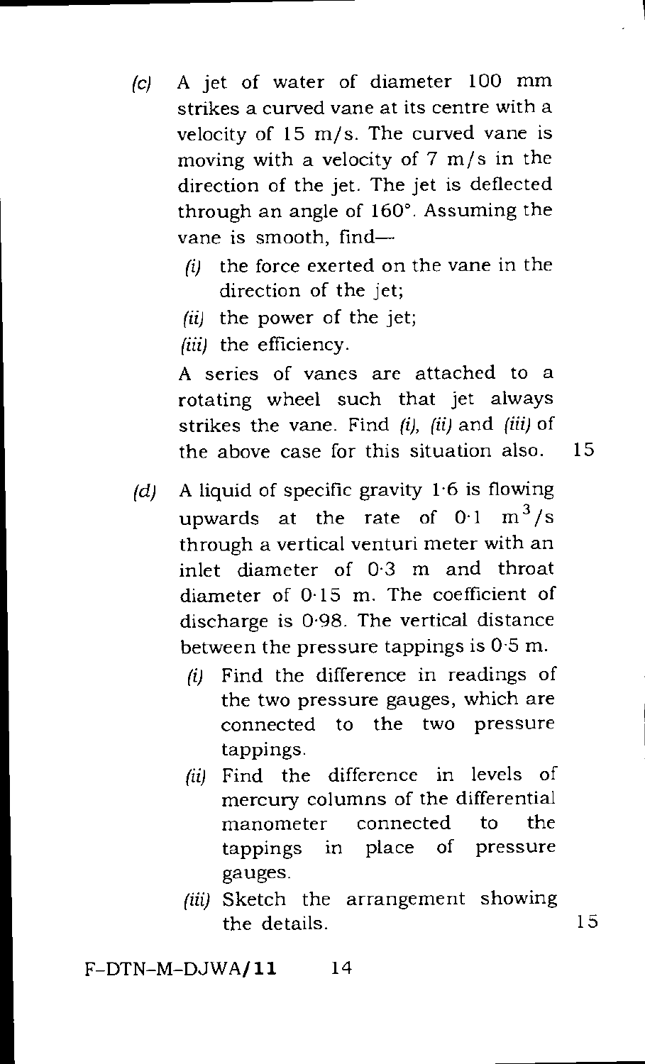(c) A jet of water of diameter 100 mm strikes a curved vane at its centre with a velocity of 15 m/s. The curved vane is moving with a velocity of 7 m/s in the direction of the jet. The jet is deflected through an angle of 160°. Assuming the vane is smooth, find—

(i) the force exerted on the vane in the direction of the jet;

(ii) the power of the jet;

(iii) the efficiency.

A series of vanes are attached to a rotating wheel such that jet always strikes the vane. Find *(i)*, *(ii)* and *(iii)* of the above case for this situation also. 15

(d) A liquid of specific gravity 1·6 is flowing upwards at the rate of 0·1 $m^3/s$ through a vertical venturi meter with an inlet diameter of 0·3 m and throat diameter of 0·15 m. The coefficient of discharge is 0·98. The vertical distance between the pressure tappings is 0·5 m.

(i) Find the difference in readings of the two pressure gauges, which are connected to the two pressure tappings.

(ii) Find the difference in levels of mercury columns of the differential manometer connected to the tappings in place of pressure gauges.

(iii) Sketch the arrangement showing the details. 15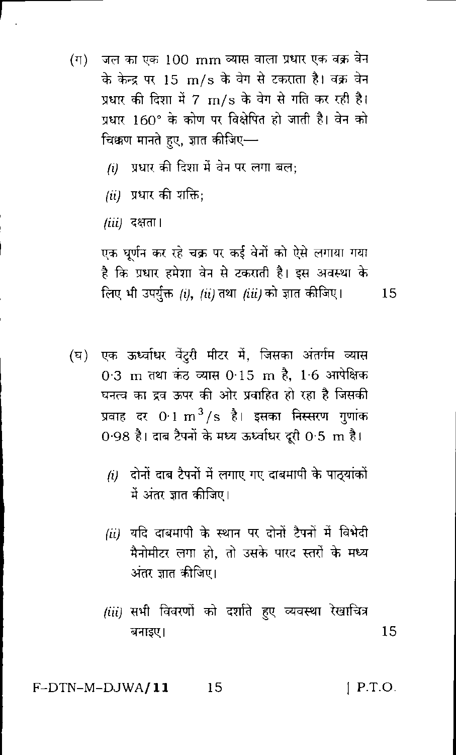(ग) जल का एक 100 mm व्यास वाला प्रधार एक वक्र वेन के केन्द्र पर 15 m/s के वेग से टकराता है। वक्र वेन प्रधार की दिशा में 7 m/s के वेग से गति कर रही है। प्रधार $160°$ के कोण पर विक्षेपित हो जाती है। वेन को चिक्कण मानते हुए, ज्ञात कीजिए—

*(i)* प्रधार की दिशा में वेन पर लगा बल;

*(ii)* प्रधार की शक्ति;

*(iii)* दक्षता।

एक घूर्णन कर रहे चक्र पर कई वेनों को ऐसे लगाया गया है कि प्रधार हमेशा वेन से टकराती है। इस अवस्था के लिए भी उपर्युक्त *(i)*, *(ii)* तथा *(iii)* को ज्ञात कीजिए। 15

(घ) एक ऊर्ध्वाधर वेंटुरी मीटर में, जिसका अंतर्गम व्यास 0·3 m तथा कंठ व्यास 0·15 m है, 1·6 आपेक्षिक घनत्व का द्रव ऊपर की ओर प्रवाहित हो रहा है जिसकी प्रवाह दर 0·1 $m^3/s$ है। इसका निस्सरण गुणांक 0·98 है। दाब टैपनों के मध्य ऊर्ध्वाधर दूरी 0·5 m है।

*(i)* दोनों दाब टैपनों में लगाए गए दाबमापी के पाठ्यांकों में अंतर ज्ञात कीजिए।

*(ii)* यदि दाबमापी के स्थान पर दोनों टैपनों में विभेदी मैनोमीटर लगा हो, तो उसके पारद स्तरों के मध्य अंतर ज्ञात कीजिए।

*(iii)* सभी विवरणों को दर्शाते हुए व्यवस्था रेखाचित्र बनाइए। 15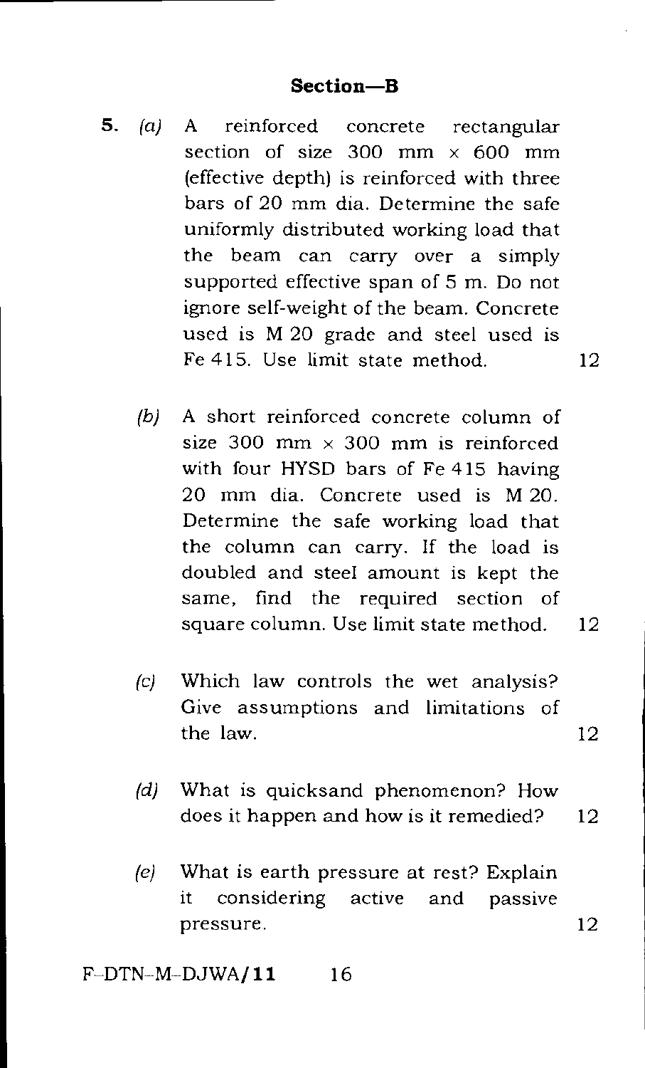## Section—B

**5.** *(a)* A reinforced concrete rectangular section of size 300 mm × 600 mm (effective depth) is reinforced with three bars of 20 mm dia. Determine the safe uniformly distributed working load that the beam can carry over a simply supported effective span of 5 m. Do not ignore self-weight of the beam. Concrete used is M 20 grade and steel used is Fe 415. Use limit state method. 12

*(b)* A short reinforced concrete column of size 300 mm × 300 mm is reinforced with four HYSD bars of Fe 415 having 20 mm dia. Concrete used is M 20. Determine the safe working load that the column can carry. If the load is doubled and steel amount is kept the same, find the required section of square column. Use limit state method. 12

*(c)* Which law controls the wet analysis? Give assumptions and limitations of the law. 12

*(d)* What is quicksand phenomenon? How does it happen and how is it remedied? 12

*(e)* What is earth pressure at rest? Explain it considering active and passive pressure. 12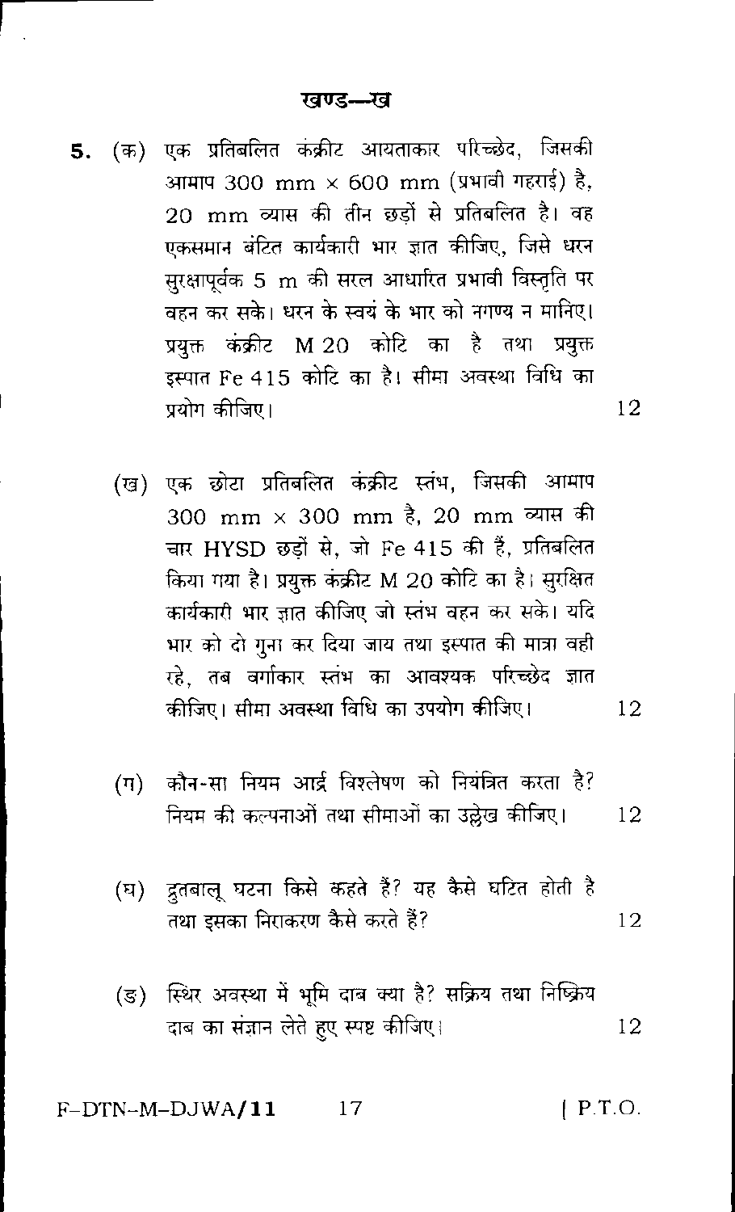## खण्ड—ख

**5.** (क) एक प्रतिबलित कंक्रीट आयताकार परिच्छेद, जिसकी आमाप 300 mm × 600 mm (प्रभावी गहराई) है, 20 mm व्यास की तीन छड़ों से प्रतिबलित है। वह एकसमान बंटित कार्यकारी भार ज्ञात कीजिए, जिसे धरन सुरक्षापूर्वक 5 m की सरल आधारित प्रभावी विस्तृति पर वहन कर सके। धरन के स्वयं के भार को नगण्य न मानिए। प्रयुक्त कंक्रीट M 20 कोटि का है तथा प्रयुक्त इस्पात Fe 415 कोटि का है। सीमा अवस्था विधि का प्रयोग कीजिए। 12

(ख) एक छोटा प्रतिबलित कंक्रीट स्तंभ, जिसकी आमाप 300 mm × 300 mm है, 20 mm व्यास की चार HYSD छड़ों से, जो Fe 415 की हैं, प्रतिबलित किया गया है। प्रयुक्त कंक्रीट M 20 कोटि का है। सुरक्षित कार्यकारी भार ज्ञात कीजिए जो स्तंभ वहन कर सके। यदि भार को दो गुना कर दिया जाय तथा इस्पात की मात्रा वही रहे, तब वर्गाकार स्तंभ का आवश्यक परिच्छेद ज्ञात कीजिए। सीमा अवस्था विधि का उपयोग कीजिए। 12

(ग) कौन-सा नियम आर्द्र विश्लेषण को नियंत्रित करता है? नियम की कल्पनाओं तथा सीमाओं का उल्लेख कीजिए। 12

(घ) द्रुतबालू घटना किसे कहते हैं? यह कैसे घटित होती है तथा इसका निराकरण कैसे करते हैं? 12

(ङ) स्थिर अवस्था में भूमि दाब क्या है? सक्रिय तथा निष्क्रिय दाब का संज्ञान लेते हुए स्पष्ट कीजिए। 12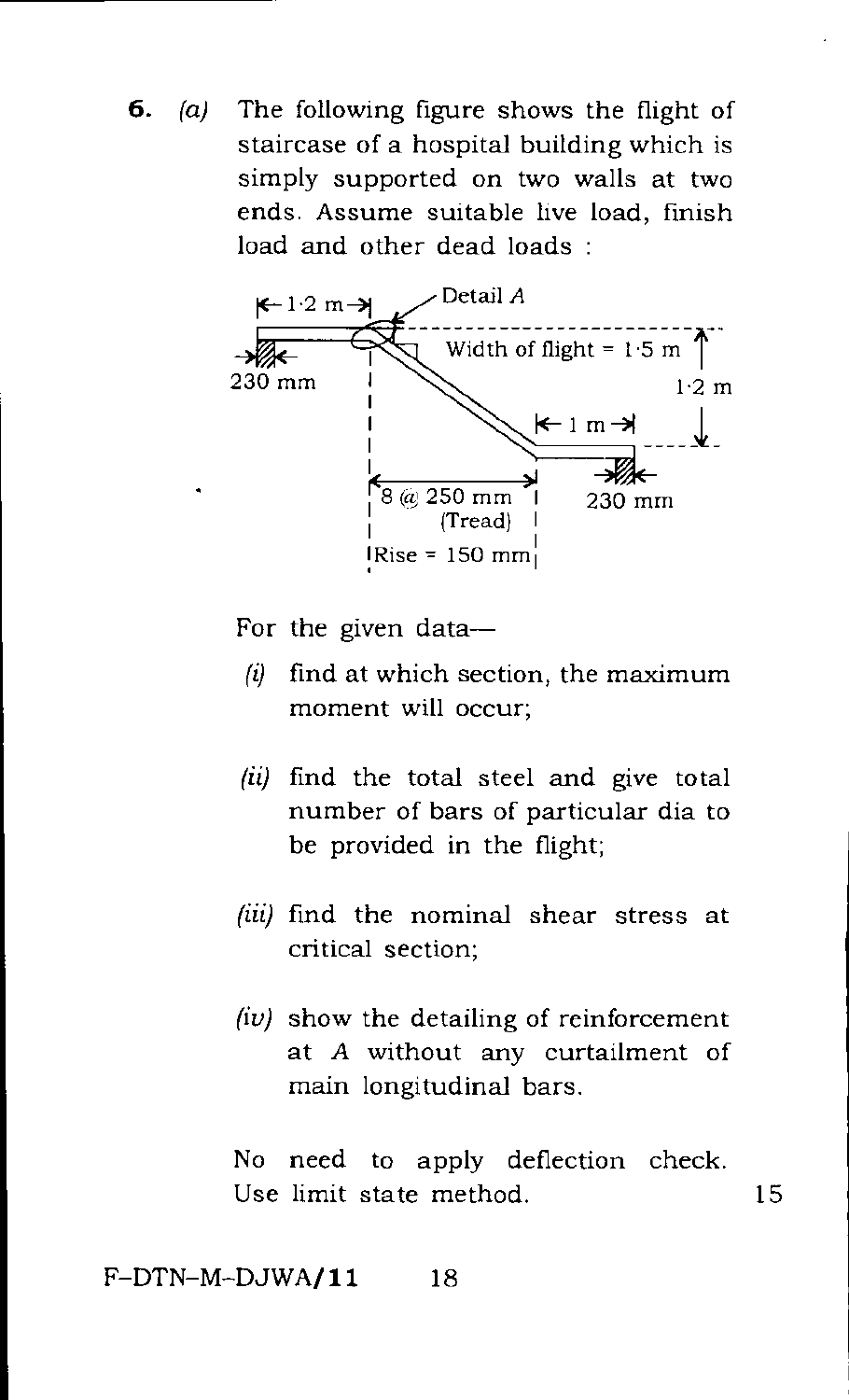**6.** *(a)* The following figure shows the flight of staircase of a hospital building which is simply supported on two walls at two ends. Assume suitable live load, finish load and other dead loads :

For the given data—

*(i)* find at which section, the maximum moment will occur;

*(ii)* find the total steel and give total number of bars of particular dia to be provided in the flight;

*(iii)* find the nominal shear stress at critical section;

*(iv)* show the detailing of reinforcement at *A* without any curtailment of main longitudinal bars.

No need to apply deflection check. Use limit state method. 15

F–DTN–M–DJWA/**11**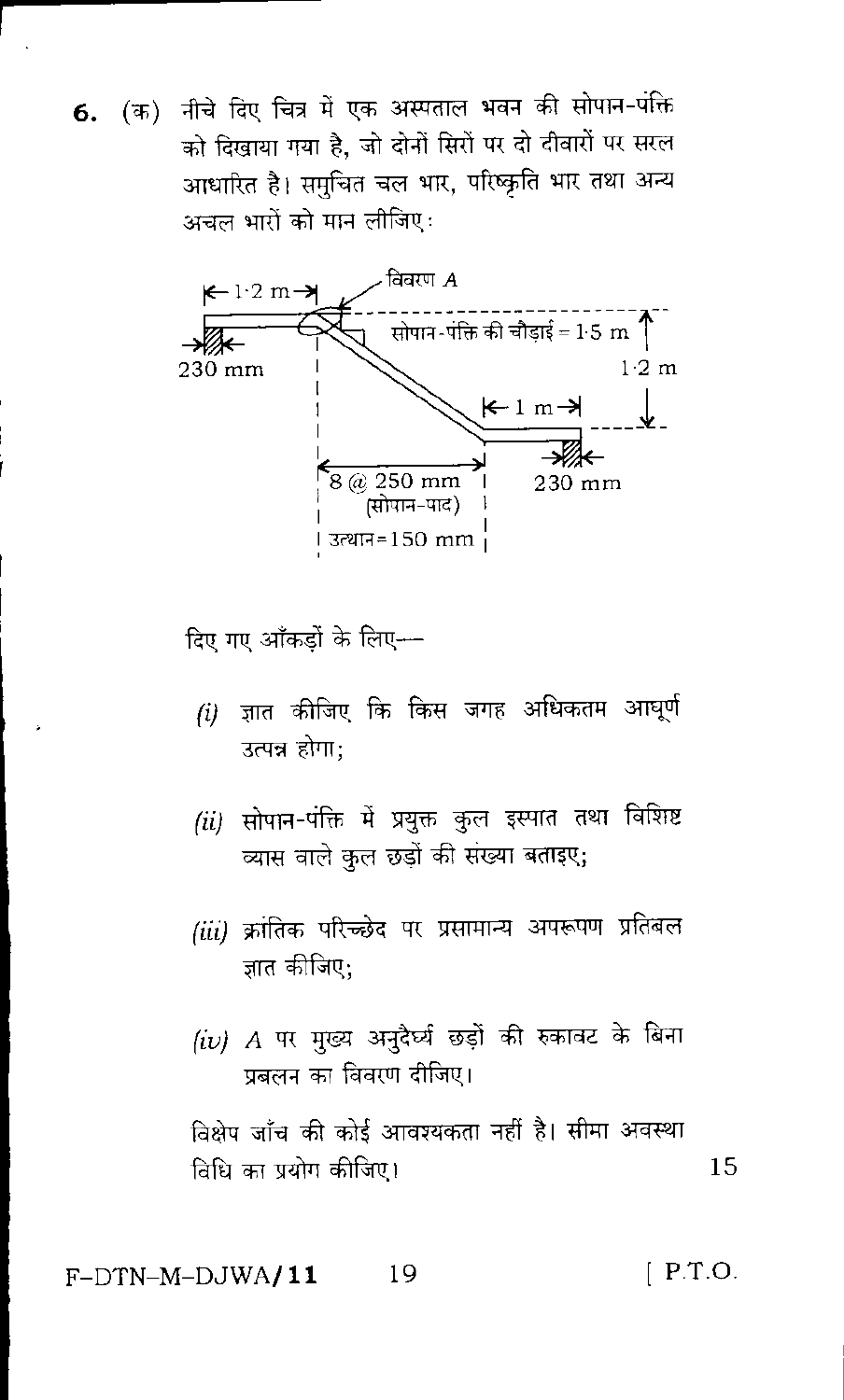**6.** (क) नीचे दिए चित्र में एक अस्पताल भवन की सोपान-पंक्ति को दिखाया गया है, जो दोनों सिरों पर दो दीवारों पर सरल आधारित है। समुचित चल भार, परिष्कृति भार तथा अन्य अचल भारों को मान लीजिए :

विवरण A

1·2 m

230 mm

सोपान-पंक्ति की चौड़ाई = 1·5 m

1·2 m

1 m

8 @ 250 mm (सोपान-पाद)

230 mm

उत्थान = 150 mm

दिए गए आँकड़ों के लिए—

*(i)* ज्ञात कीजिए कि किस जगह अधिकतम आघूर्ण उत्पन्न होगा;

*(ii)* सोपान-पंक्ति में प्रयुक्त कुल इस्पात तथा विशिष्ट व्यास वाले कुल छड़ों की संख्या बताइए;

*(iii)* क्रांतिक परिच्छेद पर प्रसामान्य अपरूपण प्रतिबल ज्ञात कीजिए;

*(iv)* A पर मुख्य अनुदैर्घ्य छड़ों की रुकावट के बिना प्रबलन का विवरण दीजिए।

विक्षेप जाँच की कोई आवश्यकता नहीं है। सीमा अवस्था विधि का प्रयोग कीजिए। 15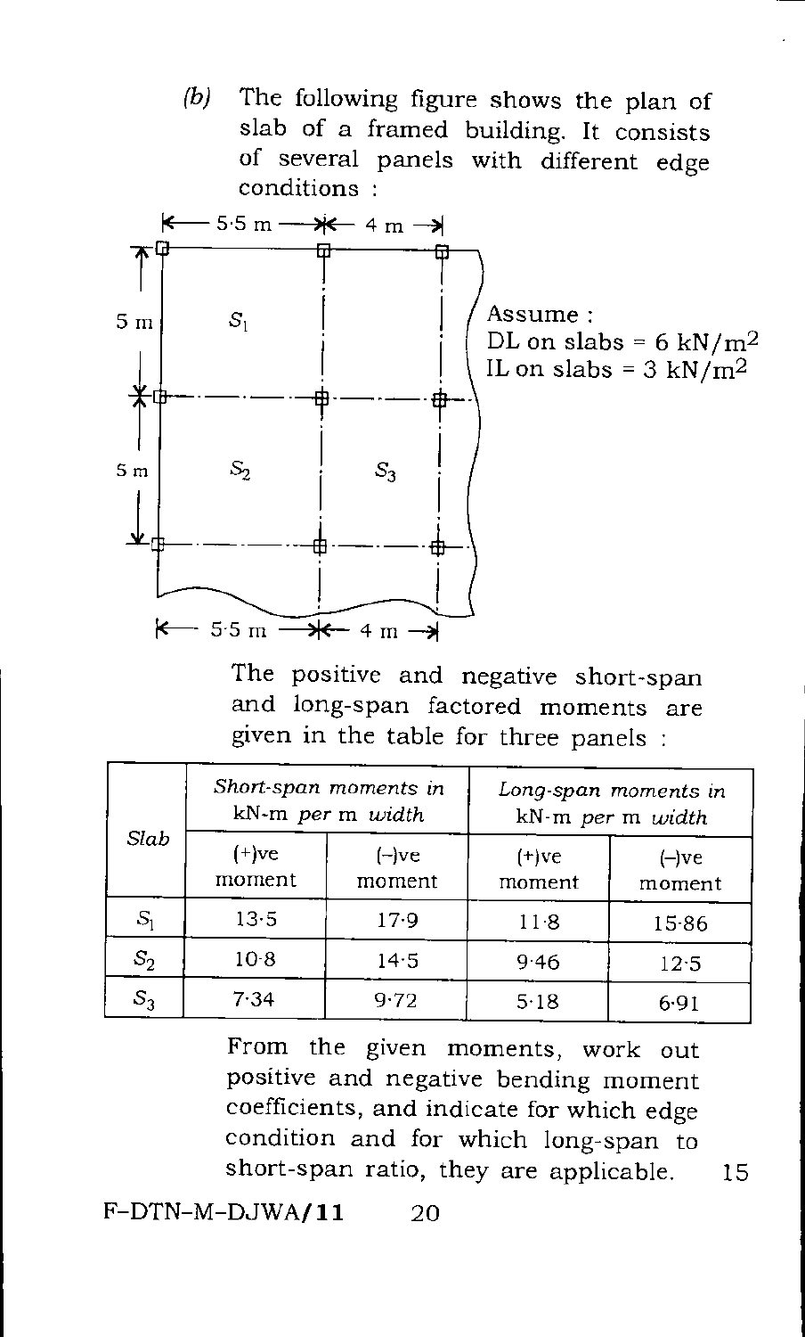(b) The following figure shows the plan of slab of a framed building. It consists of several panels with different edge conditions :

Assume :
DL on slabs = 6 kN/m$^2$
IL on slabs = 3 kN/m$^2$

The positive and negative short-span and long-span factored moments are given in the table for three panels :

| Slab | Short-span moments in kN-m *per* m *width* | | Long-span moments in kN-m *per* m *width* | |
|---|---|---|---|---|
| | (+)ve moment | (–)ve moment | (+)ve moment | (–)ve moment |
| $S_1$ | 13·5 | 17·9 | 11·8 | 15·86 |
| $S_2$ | 10·8 | 14·5 | 9·46 | 12·5 |
| $S_3$ | 7·34 | 9·72 | 5·18 | 6·91 |

From the given moments, work out positive and negative bending moment coefficients, and indicate for which edge condition and for which long-span to short-span ratio, they are applicable. 15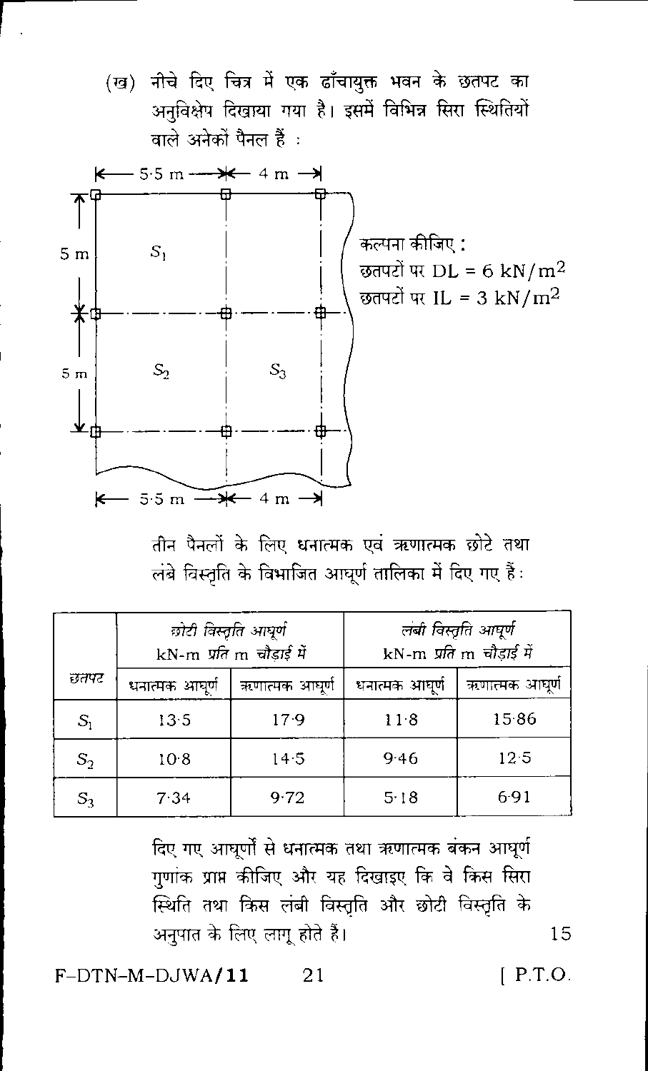(ख) नीचे दिए चित्र में एक ढाँचायुक्त भवन के छतपट का अनुविक्षेप दिखाया गया है। इसमें विभिन्न सिरा स्थितियों वाले अनेकों पैनल हैं :

5·5 m — 4 m

5 m $S_1$

5 m $S_2$ $S_3$

5·5 m — 4 m

कल्पना कीजिए :
छतपटों पर DL = 6 kN/m$^2$
छतपटों पर IL = 3 kN/m$^2$

तीन पैनलों के लिए धनात्मक एवं ऋणात्मक छोटे तथा लंबे विस्तृति के विभाजित आघूर्ण तालिका में दिए गए हैं :

| छतपट | छोटी विस्तृति आघूर्ण kN-m प्रति m चौड़ाई में | | लंबी विस्तृति आघूर्ण kN-m प्रति m चौड़ाई में | |
|---|---|---|---|---|
| | धनात्मक आघूर्ण | ऋणात्मक आघूर्ण | धनात्मक आघूर्ण | ऋणात्मक आघूर्ण |
| $S_1$ | 13·5 | 17·9 | 11·8 | 15·86 |
| $S_2$ | 10·8 | 14·5 | 9·46 | 12·5 |
| $S_3$ | 7·34 | 9·72 | 5·18 | 6·91 |

दिए गए आघूर्णों से धनात्मक तथा ऋणात्मक बंकन आघूर्ण गुणांक प्राप्त कीजिए और यह दिखाइए कि वे किस सिरा स्थिति तथा किस लंबी विस्तृति और छोटी विस्तृति के अनुपात के लिए लागू होते हैं। 15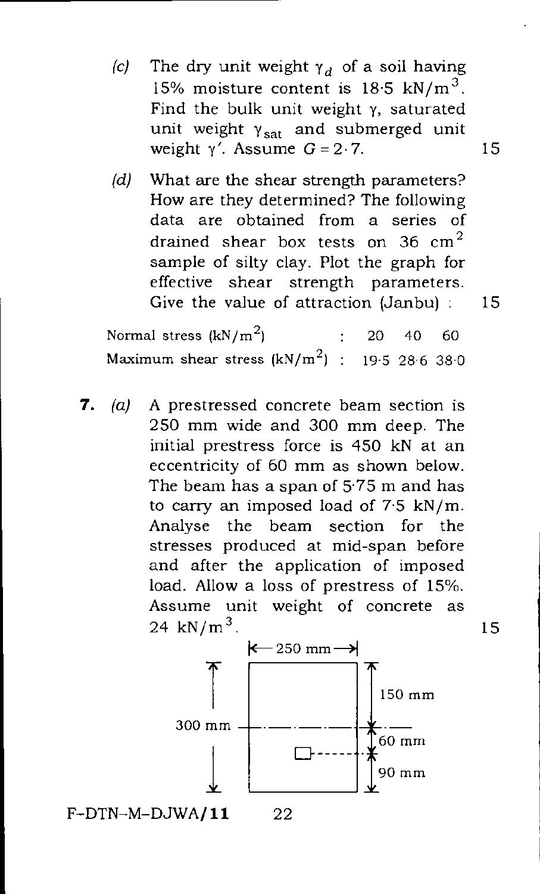(c) The dry unit weight $\gamma_d$ of a soil having 15% moisture content is 18·5 kN/m$^3$. Find the bulk unit weight $\gamma$, saturated unit weight $\gamma_{sat}$ and submerged unit weight $\gamma'$. Assume $G = 2 \cdot 7$. 15

(d) What are the shear strength parameters? How are they determined? The following data are obtained from a series of drained shear box tests on 36 cm$^2$ sample of silty clay. Plot the graph for effective shear strength parameters. Give the value of attraction (Janbu) : 15

| Normal stress (kN/m$^2$) | : | 20 | 40 | 60 |
|---|---|---|---|---|
| Maximum shear stress (kN/m$^2$) | : | 19·5 | 28·6 | 38·0 |

**7.** (a) A prestressed concrete beam section is 250 mm wide and 300 mm deep. The initial prestress force is 450 kN at an eccentricity of 60 mm as shown below. The beam has a span of 5·75 m and has to carry an imposed load of 7·5 kN/m. Analyse the beam section for the stresses produced at mid-span before and after the application of imposed load. Allow a loss of prestress of 15%. Assume unit weight of concrete as 24 kN/m$^3$. 15

(Figure: rectangular section 250 mm wide, 300 mm deep; centroidal axis at 150 mm from top; tendon at 60 mm below centroidal axis, 90 mm from bottom)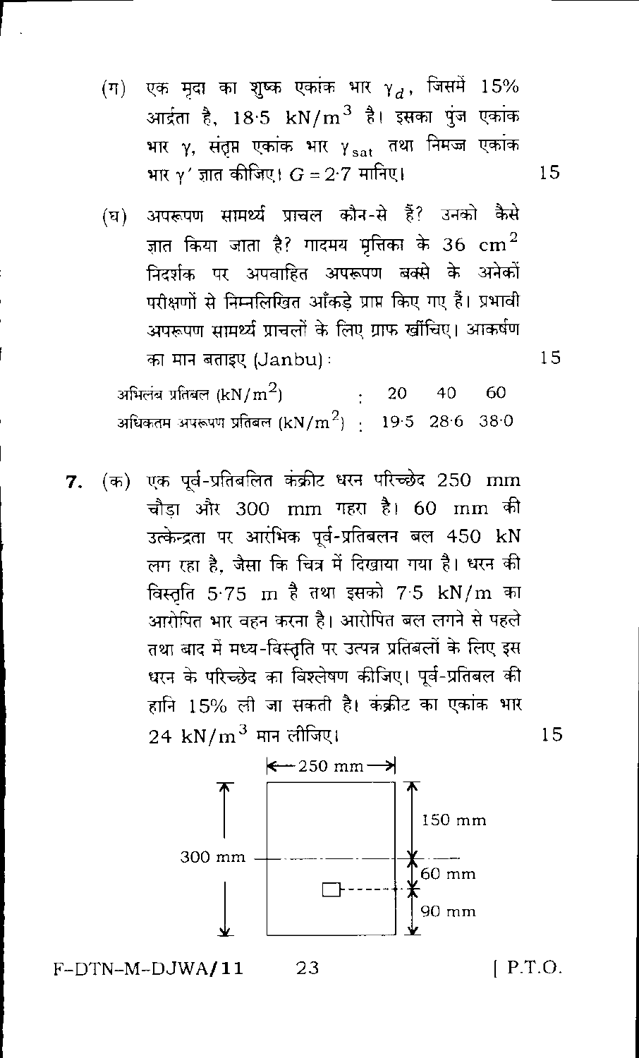(ग) एक मृदा का शुष्क एकांक भार $\gamma_d$, जिसमें 15% आर्द्रता है, 18·5 $kN/m^3$ है। इसका पुंज एकांक भार $\gamma$, संतृप्त एकांक भार $\gamma_{sat}$ तथा निमज्ज एकांक भार $\gamma'$ ज्ञात कीजिए। $G = 2·7$ मानिए। 15

(घ) अपरूपण सामर्थ्य प्राचल कौन-से हैं? उनको कैसे ज्ञात किया जाता है? गादमय मृत्तिका के 36 $cm^2$ निदर्शक पर अपवाहित अपरूपण बक्से के अनेकों परीक्षणों से निम्नलिखित आँकड़े प्राप्त किए गए हैं। प्रभावी अपरूपण सामर्थ्य प्राचलों के लिए ग्राफ खींचिए। आकर्षण का मान बताइए (Janbu) : 15

| | | | |
|---|---|---|---|
| अभिलंब प्रतिबल ($kN/m^2$) : | 20 | 40 | 60 |
| अधिकतम अपरूपण प्रतिबल ($kN/m^2$) : | 19·5 | 28·6 | 38·0 |

**7.** (क) एक पूर्व-प्रतिबलित कंक्रीट धरन परिच्छेद 250 mm चौड़ा और 300 mm गहरा है। 60 mm की उत्केन्द्रता पर आरंभिक पूर्व-प्रतिबलन बल 450 kN लग रहा है, जैसा कि चित्र में दिखाया गया है। धरन की विस्तृति 5·75 m है तथा इसको 7·5 kN/m का आरोपित भार वहन करना है। आरोपित बल लगने से पहले तथा बाद में मध्य-विस्तृति पर उत्पन्न प्रतिबलों के लिए इस धरन के परिच्छेद का विश्लेषण कीजिए। पूर्व-प्रतिबल की हानि 15% ली जा सकती है। कंक्रीट का एकांक भार 24 $kN/m^3$ मान लीजिए। 15

← 250 mm →

300 mm | 150 mm | 60 mm | 90 mm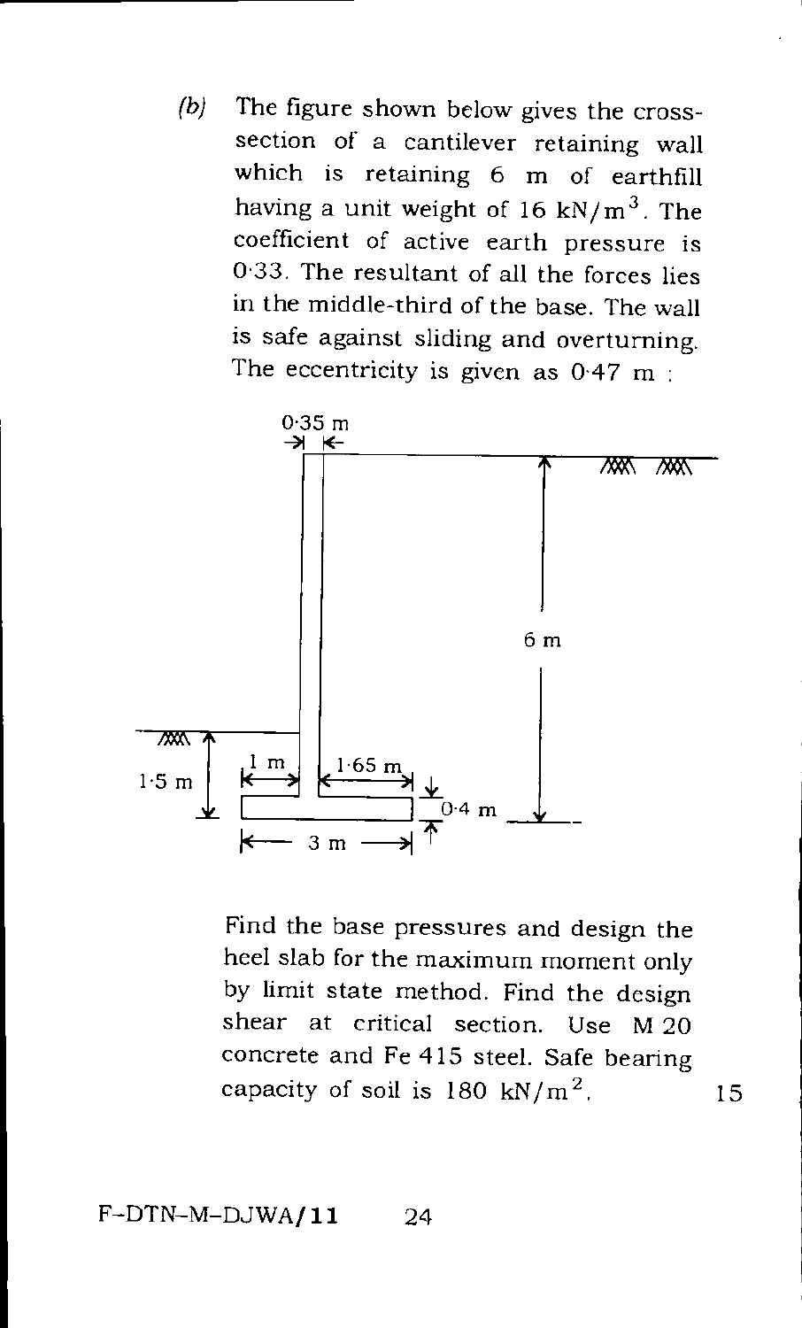(b) The figure shown below gives the cross-section of a cantilever retaining wall which is retaining 6 m of earthfill having a unit weight of 16 $kN/m^3$. The coefficient of active earth pressure is 0·33. The resultant of all the forces lies in the middle-third of the base. The wall is safe against sliding and overturning. The eccentricity is given as 0·47 m :

Find the base pressures and design the heel slab for the maximum moment only by limit state method. Find the design shear at critical section. Use M 20 concrete and Fe 415 steel. Safe bearing capacity of soil is 180 $kN/m^2$. 15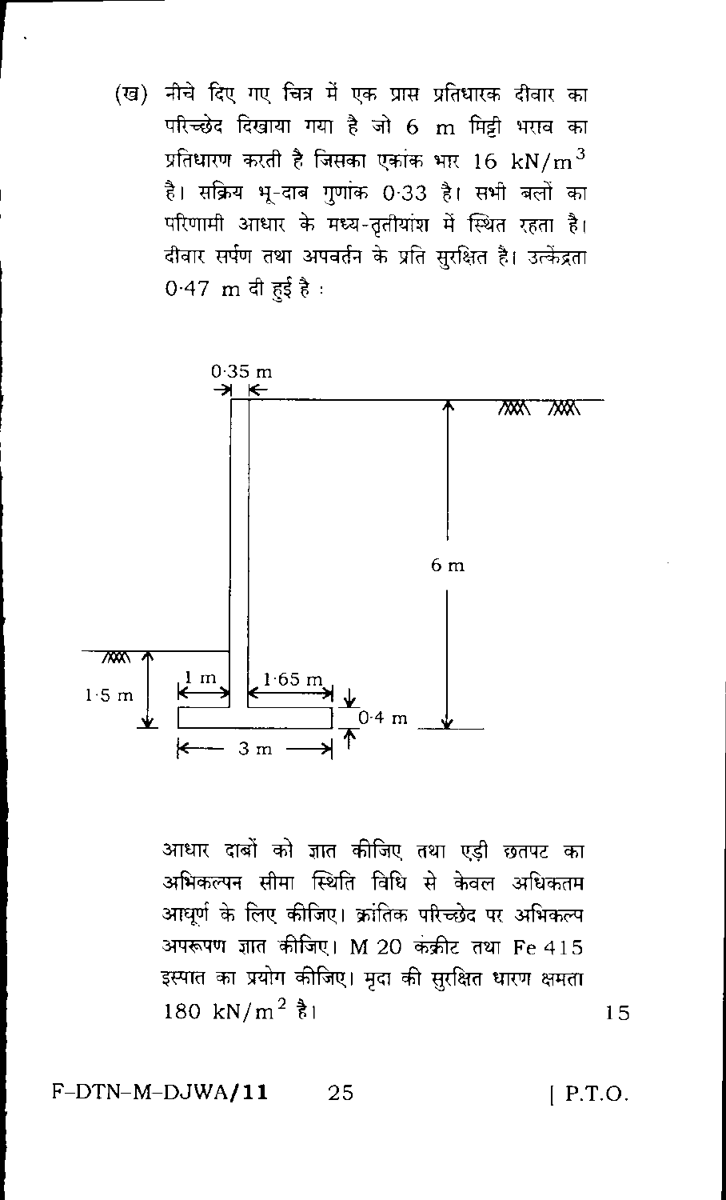(ख) नीचे दिए गए चित्र में एक प्रास प्रतिधारक दीवार का परिच्छेद दिखाया गया है जो 6 m मिट्टी भराव का प्रतिधारण करती है जिसका एकांक भार 16 $kN/m^3$ है। सक्रिय भू-दाब गुणांक 0·33 है। सभी बलों का परिणामी आधार के मध्य-तृतीयांश में स्थित रहता है। दीवार सर्पण तथा अपवर्तन के प्रति सुरक्षित है। उत्केंद्रता 0·47 m दी हुई है :

0·35 m

6 m

1·5 m

1 m

1·65 m

0·4 m

3 m

आधार दाबों को ज्ञात कीजिए तथा एड़ी छतपट का अभिकल्पन सीमा स्थिति विधि से केवल अधिकतम आघूर्ण के लिए कीजिए। क्रांतिक परिच्छेद पर अभिकल्प अपरूपण ज्ञात कीजिए। M 20 कंक्रीट तथा Fe 415 इस्पात का प्रयोग कीजिए। मृदा की सुरक्षित धारण क्षमता 180 $kN/m^2$ है। 15

F–DTN–M–DJWA/11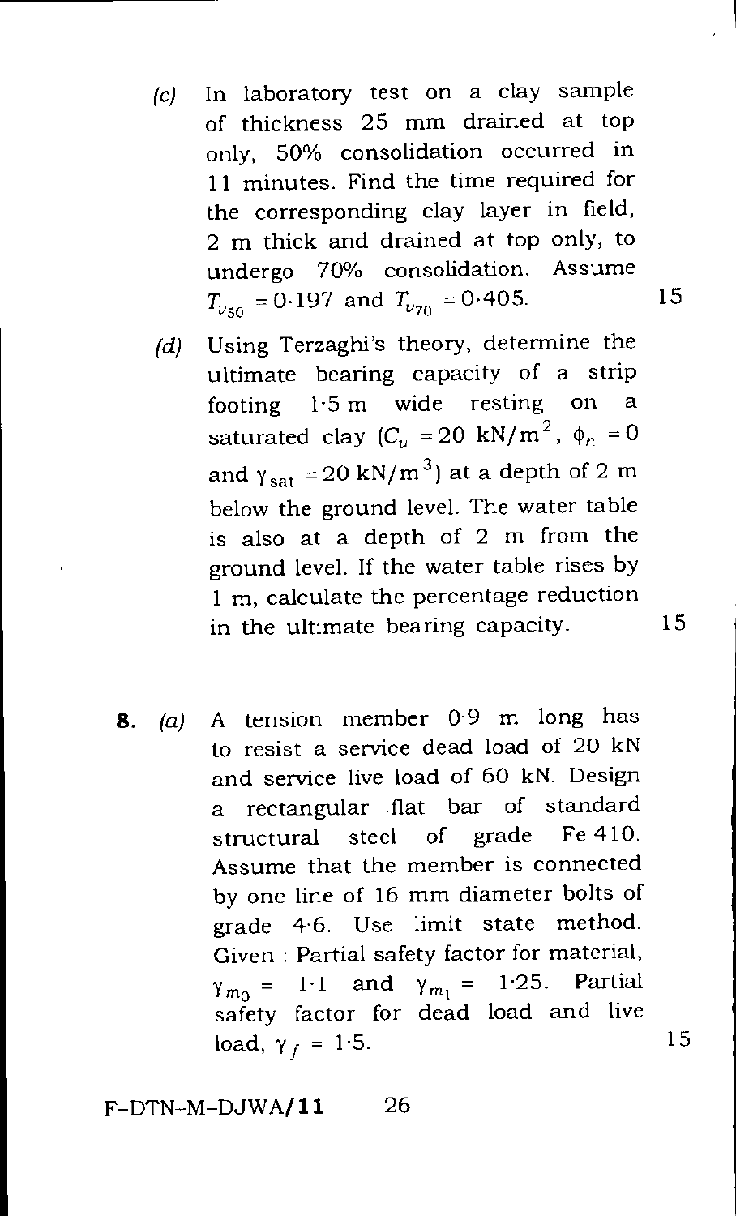(c) In laboratory test on a clay sample of thickness 25 mm drained at top only, 50% consolidation occurred in 11 minutes. Find the time required for the corresponding clay layer in field, 2 m thick and drained at top only, to undergo 70% consolidation. Assume $T_{\upsilon_{50}} = 0 \cdot 197$ and $T_{\upsilon_{70}} = 0 \cdot 405$. 15

(d) Using Terzaghi's theory, determine the ultimate bearing capacity of a strip footing 1·5 m wide resting on a saturated clay ($C_u = 20 \text{ kN/m}^2$, $\phi_n = 0$ and $\gamma_{sat} = 20 \text{ kN/m}^3$) at a depth of 2 m below the ground level. The water table is also at a depth of 2 m from the ground level. If the water table rises by 1 m, calculate the percentage reduction in the ultimate bearing capacity. 15

**8.** (a) A tension member 0·9 m long has to resist a service dead load of 20 kN and service live load of 60 kN. Design a rectangular flat bar of standard structural steel of grade Fe 410. Assume that the member is connected by one line of 16 mm diameter bolts of grade 4·6. Use limit state method. Given : Partial safety factor for material, $\gamma_{m_0} = 1 \cdot 1$ and $\gamma_{m_1} = 1 \cdot 25$. Partial safety factor for dead load and live load, $\gamma_f = 1 \cdot 5$. 15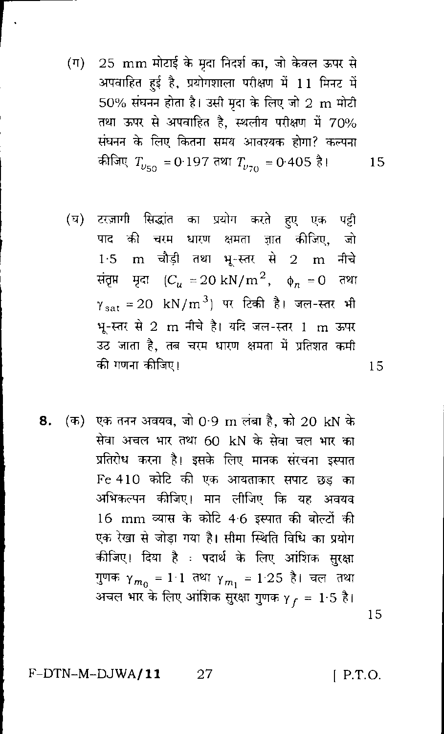(ग) 25 mm मोटाई के मृदा निदर्श का, जो केवल ऊपर से अपवाहित हुई है, प्रयोगशाला परीक्षण में 11 मिनट में 50% संघनन होता है। उसी मृदा के लिए जो 2 m मोटी तथा ऊपर से अपवाहित है, स्थलीय परीक्षण में 70% संघनन के लिए कितना समय आवश्यक होगा? कल्पना कीजिए $T_{\upsilon_{50}} = 0{\cdot}197$ तथा $T_{\upsilon_{70}} = 0{\cdot}405$ है। 15

(घ) टरज़ागी सिद्धांत का प्रयोग करते हुए एक पट्टी पाद की चरम धारण क्षमता ज्ञात कीजिए, जो 1·5 m चौड़ी तथा भू-स्तर से 2 m नीचे संतृप्त मृदा ($C_u = 20 \text{ kN/m}^2$, $\phi_n = 0$ तथा $\gamma_{sat} = 20 \text{ kN/m}^3$) पर टिकी है। जल-स्तर भी भू-स्तर से 2 m नीचे है। यदि जल-स्तर 1 m ऊपर उठ जाता है, तब चरम धारण क्षमता में प्रतिशत कमी की गणना कीजिए। 15

**8.** (क) एक तनन अवयव, जो 0·9 m लंबा है, को 20 kN के सेवा अचल भार तथा 60 kN के सेवा चल भार का प्रतिरोध करना है। इसके लिए मानक संरचना इस्पात Fe 410 कोटि की एक आयताकार सपाट छड़ का अभिकल्पन कीजिए। मान लीजिए कि यह अवयव 16 mm व्यास के कोटि 4·6 इस्पात की बोल्टों की एक रेखा से जोड़ा गया है। सीमा स्थिति विधि का प्रयोग कीजिए। दिया है : पदार्थ के लिए आंशिक सुरक्षा गुणक $\gamma_{m_0} = 1{\cdot}1$ तथा $\gamma_{m_1} = 1{\cdot}25$ है। चल तथा अचल भार के लिए आंशिक सुरक्षा गुणक $\gamma_f = 1{\cdot}5$ है। 15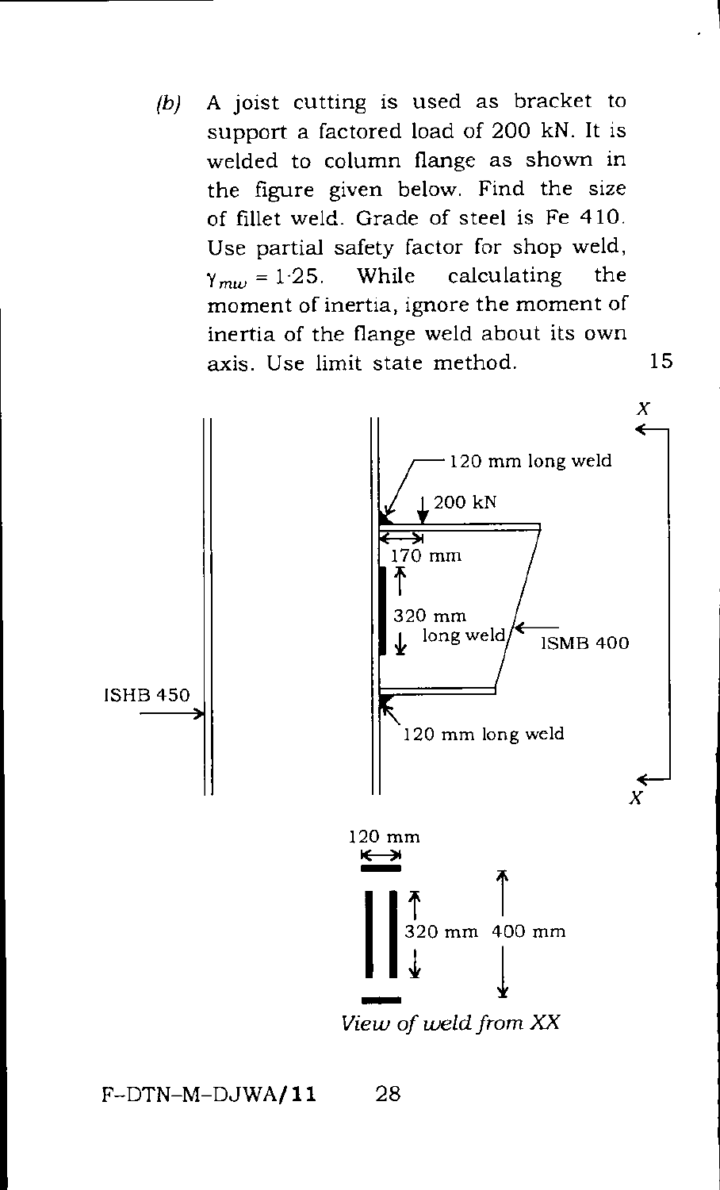(b) A joist cutting is used as bracket to support a factored load of 200 kN. It is welded to column flange as shown in the figure given below. Find the size of fillet weld. Grade of steel is Fe 410. Use partial safety factor for shop weld, $\gamma_{mw} = 1{\cdot}25$. While calculating the moment of inertia, ignore the moment of inertia of the flange weld about its own axis. Use limit state method. 15

120 mm long weld

200 kN

170 mm

320 mm long weld

ISMB 400

ISHB 450

120 mm long weld

X

X

120 mm

320 mm

400 mm

*View of weld from XX*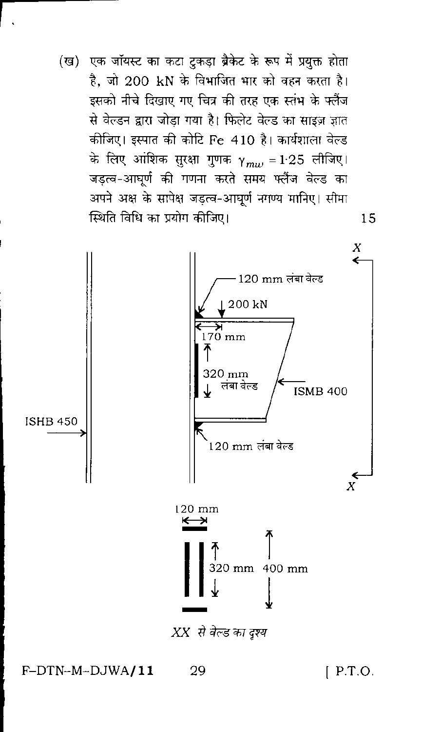(ख) एक जॉयस्ट का कटा टुकड़ा ब्रैकेट के रूप में प्रयुक्त होता है, जो 200 kN के विभाजित भार को वहन करता है। इसको नीचे दिखाए गए चित्र की तरह एक स्तंभ के फ्लैंज से वेल्डन द्वारा जोड़ा गया है। फिलेट वेल्ड का साइज़ ज्ञात कीजिए। इस्पात की कोटि Fe 410 है। कार्यशाला वेल्ड के लिए आंशिक सुरक्षा गुणक $\gamma_{mw} = 1{\cdot}25$ लीजिए। जड़त्व-आघूर्ण की गणना करते समय फ्लैंज वेल्ड का अपने अक्ष के सापेक्ष जड़त्व-आघूर्ण नगण्य मानिए। सीमा स्थिति विधि का प्रयोग कीजिए। 15

120 mm लंबा वेल्ड

200 kN

170 mm

320 mm लंबा वेल्ड

ISMB 400

ISHB 450

120 mm लंबा वेल्ड

X

X

120 mm

320 mm

400 mm

*XX से वेल्ड का दृश्य*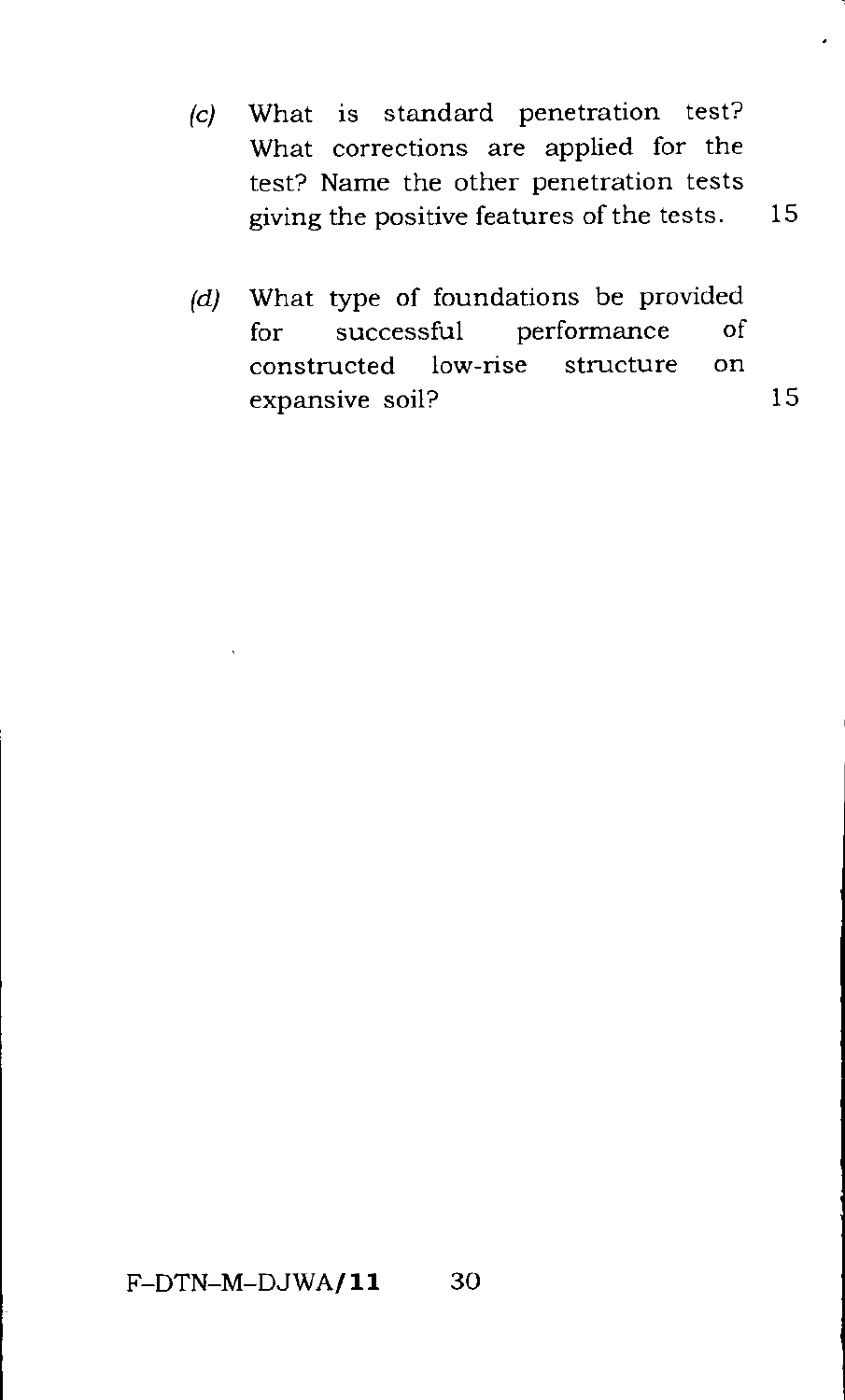(c) What is standard penetration test? What corrections are applied for the test? Name the other penetration tests giving the positive features of the tests. 15

(d) What type of foundations be provided for successful performance of constructed low-rise structure on expansive soil? 15

F–DTN–M–DJWA/**11**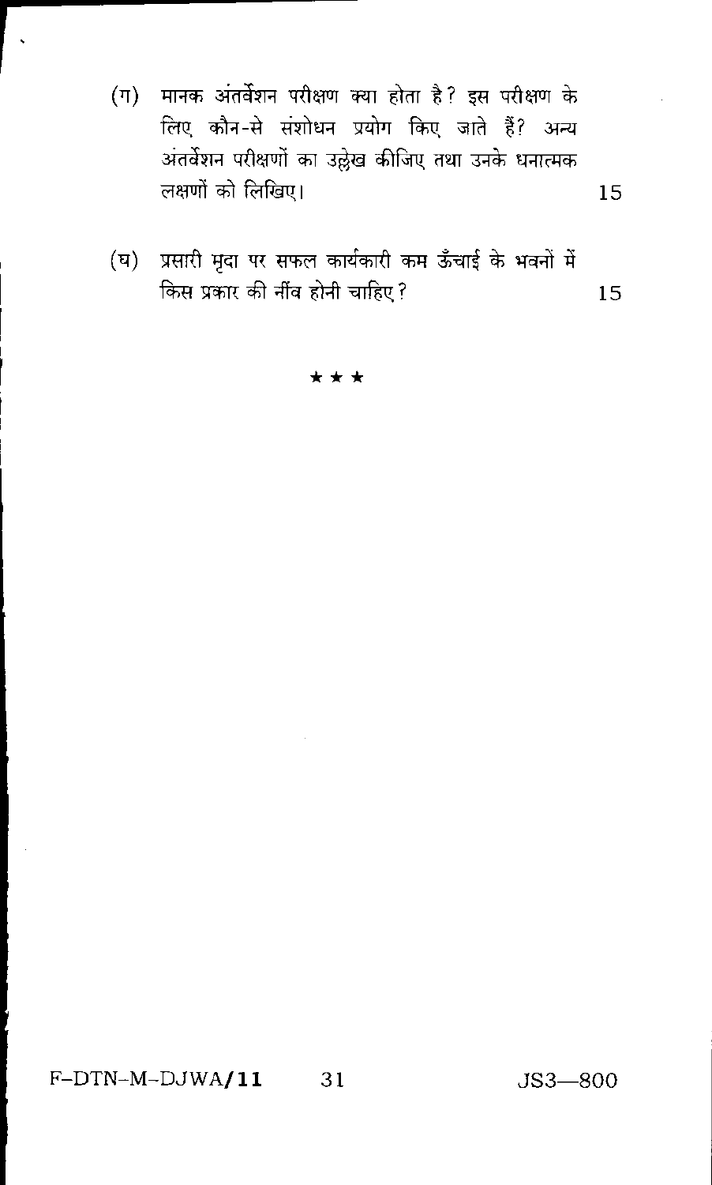(ग) मानक अंतर्वेशन परीक्षण क्या होता है? इस परीक्षण के लिए कौन-से संशोधन प्रयोग किए जाते हैं? अन्य अंतर्वेशन परीक्षणों का उल्लेख कीजिए तथा उनके धनात्मक लक्षणों को लिखिए। 15

(घ) प्रसारी मृदा पर सफल कार्यकारी कम ऊँचाई के भवनों में किस प्रकार की नींव होनी चाहिए? 15

★ ★ ★

F–DTN–M–DJWA/**11** JS3—800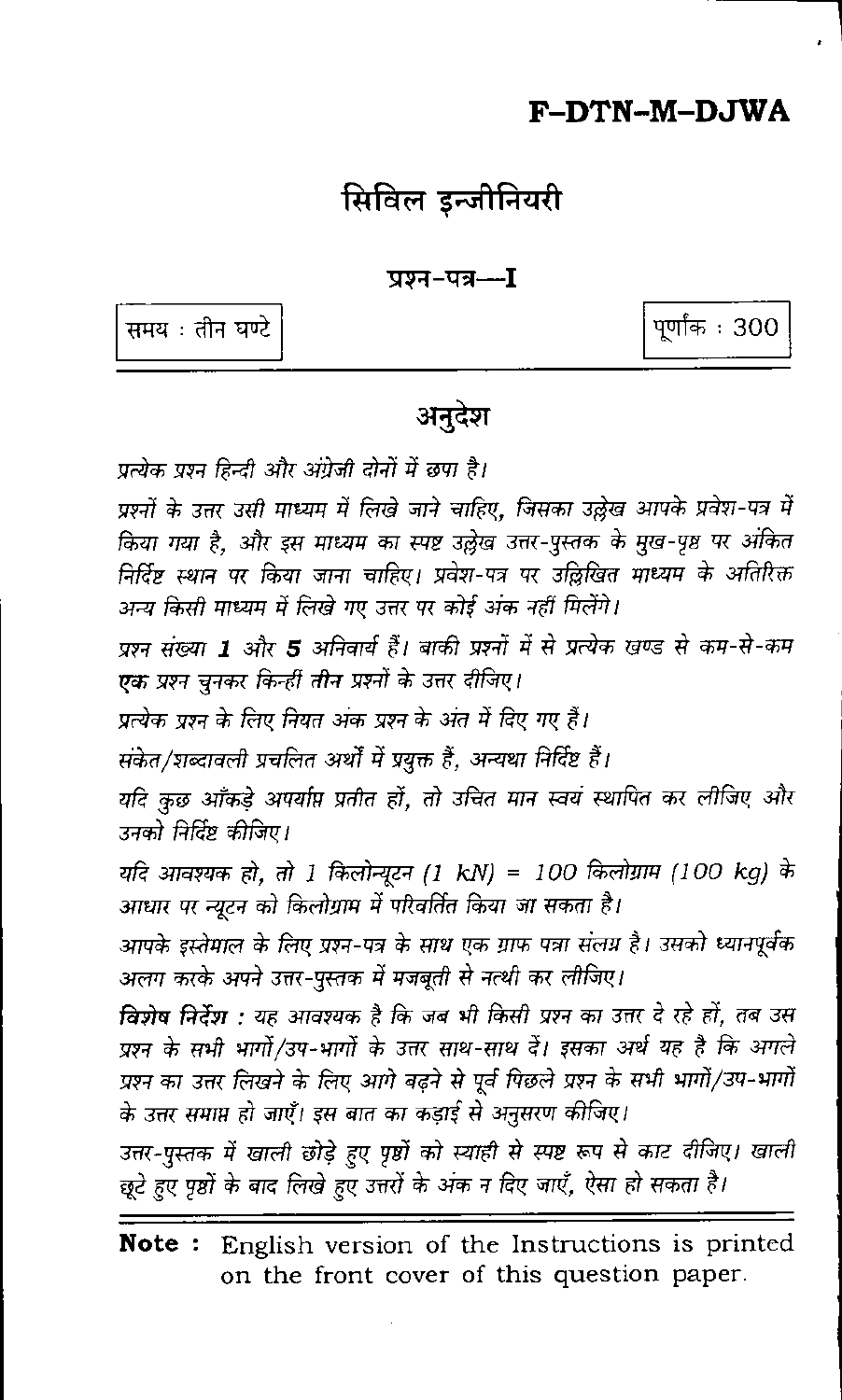# F–DTN–M–DJWA

## सिविल इन्जीनियरी

### प्रश्न-पत्र—I

समय : तीन घण्टे | पूर्णांक : 300

## अनुदेश

*प्रत्येक प्रश्न हिन्दी और अंग्रेज़ी दोनों में छपा है।*

*प्रश्नों के उत्तर उसी माध्यम में लिखे जाने चाहिए, जिसका उल्लेख आपके प्रवेश-पत्र में किया गया है, और इस माध्यम का स्पष्ट उल्लेख उत्तर-पुस्तक के मुख-पृष्ठ पर अंकित निर्दिष्ट स्थान पर किया जाना चाहिए। प्रवेश-पत्र पर उल्लिखित माध्यम के अतिरिक्त अन्य किसी माध्यम में लिखे गए उत्तर पर कोई अंक नहीं मिलेंगे।*

*प्रश्न संख्या **1** और **5** अनिवार्य हैं। बाकी प्रश्नों में से प्रत्येक खण्ड से कम-से-कम **एक** प्रश्न चुनकर किन्हीं **तीन** प्रश्नों के उत्तर दीजिए।*

*प्रत्येक प्रश्न के लिए नियत अंक प्रश्न के अंत में दिए गए हैं।*

*संकेत/शब्दावली प्रचलित अर्थों में प्रयुक्त हैं, अन्यथा निर्दिष्ट हैं।*

*यदि कुछ आँकड़े अपर्याप्त प्रतीत हों, तो उचित मान स्वयं स्थापित कर लीजिए और उनको निर्दिष्ट कीजिए।*

*यदि आवश्यक हो, तो 1 किलोन्यूटन (1 kN) = 100 किलोग्राम (100 kg) के आधार पर न्यूटन को किलोग्राम में परिवर्तित किया जा सकता है।*

*आपके इस्तेमाल के लिए प्रश्न-पत्र के साथ एक ग्राफ पन्ना संलग्न है। उसको ध्यानपूर्वक अलग करके अपने उत्तर-पुस्तक में मजबूती से नत्थी कर लीजिए।*

***विशेष निर्देश :** यह आवश्यक है कि जब भी किसी प्रश्न का उत्तर दे रहे हों, तब उस प्रश्न के सभी भागों/उप-भागों के उत्तर साथ-साथ दें। इसका अर्थ यह है कि अगले प्रश्न का उत्तर लिखने के लिए आगे बढ़ने से पूर्व पिछले प्रश्न के सभी भागों/उप-भागों के उत्तर समाप्त हो जाएँ। इस बात का कड़ाई से अनुसरण कीजिए।*

*उत्तर-पुस्तक में खाली छोड़े हुए पृष्ठों को स्याही से स्पष्ट रूप से काट दीजिए। खाली छूटे हुए पृष्ठों के बाद लिखे हुए उत्तरों के अंक न दिए जाएँ, ऐसा हो सकता है।*

**Note :** English version of the Instructions is printed on the front cover of this question paper.